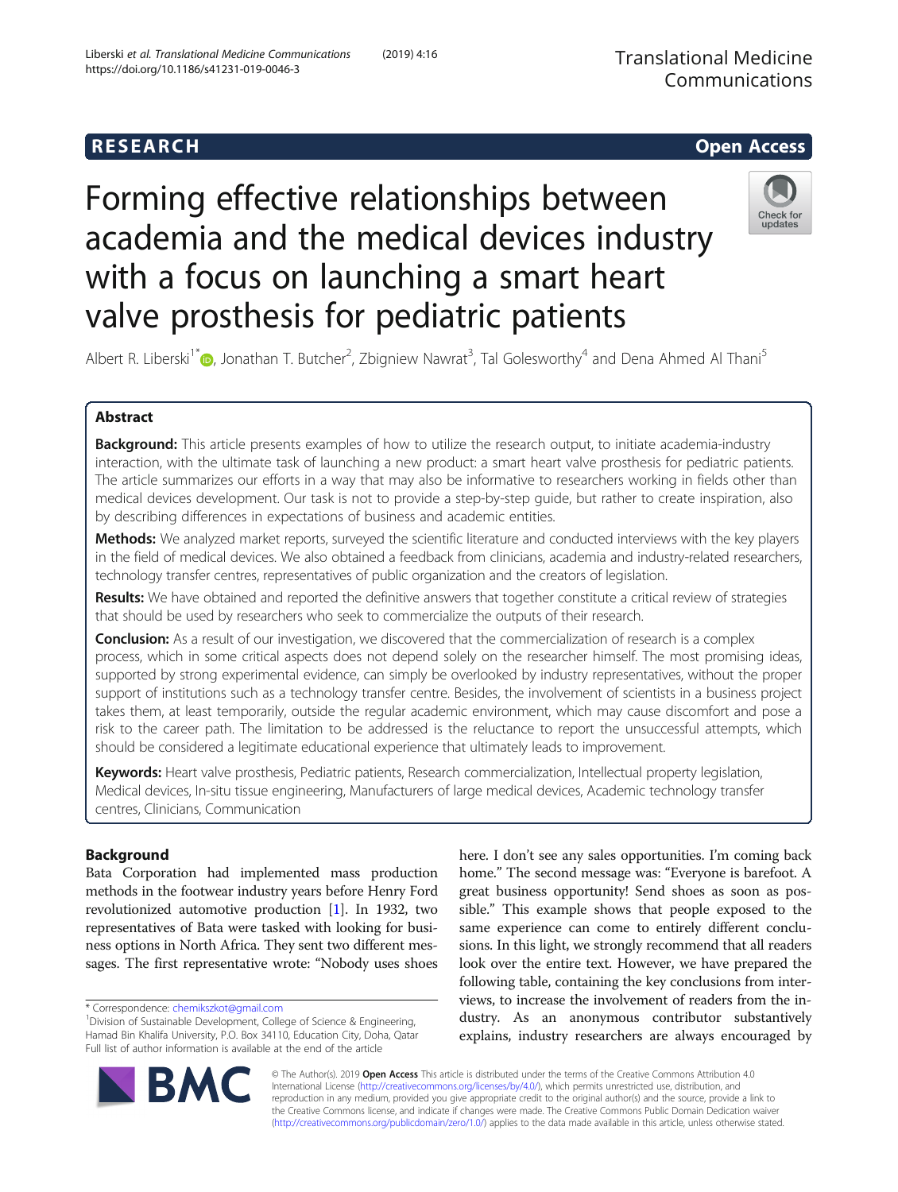# RESEARCH Open Access

# Forming effective relationships between academia and the medical devices industry with a focus on launching a smart heart valve prosthesis for pediatric patients

Albert R. Liberski[1*], Jonathan T. Butcher[2], Zbigniew Nawrat[3], Tal Golesworthy[4] and Dena Ahmed Al Thani[5]

## Abstract

**Background:** This article presents examples of how to utilize the research output, to initiate academia-industry interaction, with the ultimate task of launching a new product: a smart heart valve prosthesis for pediatric patients. The article summarizes our efforts in a way that may also be informative to researchers working in fields other than medical devices development. Our task is not to provide a step-by-step guide, but rather to create inspiration, also by describing differences in expectations of business and academic entities.

**Methods:** We analyzed market reports, surveyed the scientific literature and conducted interviews with the key players in the field of medical devices. We also obtained a feedback from clinicians, academia and industry-related researchers, technology transfer centres, representatives of public organization and the creators of legislation.

**Results:** We have obtained and reported the definitive answers that together constitute a critical review of strategies that should be used by researchers who seek to commercialize the outputs of their research.

**Conclusion:** As a result of our investigation, we discovered that the commercialization of research is a complex process, which in some critical aspects does not depend solely on the researcher himself. The most promising ideas, supported by strong experimental evidence, can simply be overlooked by industry representatives, without the proper support of institutions such as a technology transfer centre. Besides, the involvement of scientists in a business project takes them, at least temporarily, outside the regular academic environment, which may cause discomfort and pose a risk to the career path. The limitation to be addressed is the reluctance to report the unsuccessful attempts, which should be considered a legitimate educational experience that ultimately leads to improvement.

**Keywords:** Heart valve prosthesis, Pediatric patients, Research commercialization, Intellectual property legislation, Medical devices, In-situ tissue engineering, Manufacturers of large medical devices, Academic technology transfer centres, Clinicians, Communication

## Background

Bata Corporation had implemented mass production methods in the footwear industry years before Henry Ford revolutionized automotive production [1]. In 1932, two representatives of Bata were tasked with looking for business options in North Africa. They sent two different messages. The first representative wrote: "Nobody uses shoes here. I don't see any sales opportunities. I'm coming back home." The second message was: "Everyone is barefoot. A great business opportunity! Send shoes as soon as possible." This example shows that people exposed to the same experience can come to entirely different conclusions. In this light, we strongly recommend that all readers look over the entire text. However, we have prepared the following table, containing the key conclusions from interviews, to increase the involvement of readers from the industry. As an anonymous contributor substantively explains, industry researchers are always encouraged by

\* Correspondence: chemikszkot@gmail.com
[1]Division of Sustainable Development, College of Science & Engineering, Hamad Bin Khalifa University, P.O. Box 34110, Education City, Doha, Qatar
Full list of author information is available at the end of the article

© The Author(s). 2019 **Open Access** This article is distributed under the terms of the Creative Commons Attribution 4.0 International License (http://creativecommons.org/licenses/by/4.0/), which permits unrestricted use, distribution, and reproduction in any medium, provided you give appropriate credit to the original author(s) and the source, provide a link to the Creative Commons license, and indicate if changes were made. The Creative Commons Public Domain Dedication waiver (http://creativecommons.org/publicdomain/zero/1.0/) applies to the data made available in this article, unless otherwise stated.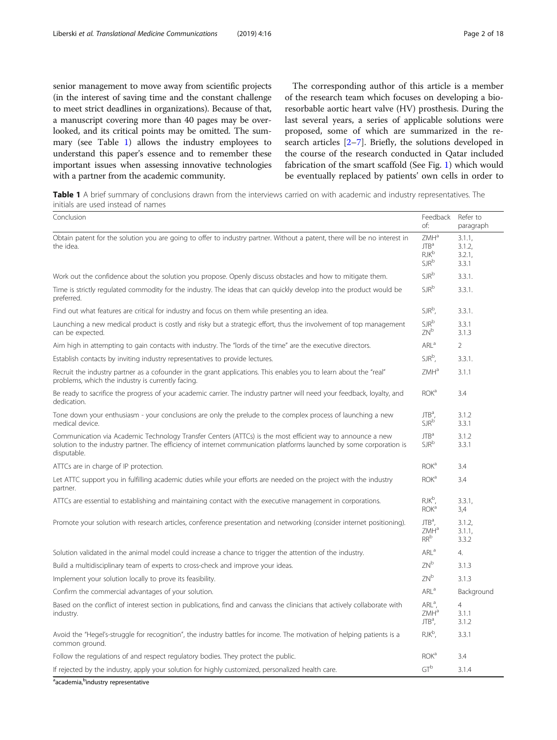senior management to move away from scientific projects (in the interest of saving time and the constant challenge to meet strict deadlines in organizations). Because of that, a manuscript covering more than 40 pages may be overlooked, and its critical points may be omitted. The summary (see Table 1) allows the industry employees to understand this paper's essence and to remember these important issues when assessing innovative technologies with a partner from the academic community.

The corresponding author of this article is a member of the research team which focuses on developing a bioresorbable aortic heart valve (HV) prosthesis. During the last several years, a series of applicable solutions were proposed, some of which are summarized in the research articles [2–7]. Briefly, the solutions developed in the course of the research conducted in Qatar included fabrication of the smart scaffold (See Fig. 1) which would be eventually replaced by patients' own cells in order to

**Table 1** A brief summary of conclusions drawn from the interviews carried on with academic and industry representatives. The initials are used instead of names

| Conclusion | Feedback of: | Refer to paragraph |
|---|---|---|
| Obtain patent for the solution you are going to offer to industry partner. Without a patent, there will be no interest in the idea. | ZMH[a] JTB[a] RJK[b] SJR[b] | 3.1.1, 3.1.2, 3.2.1, 3.3.1 |
| Work out the confidence about the solution you propose. Openly discuss obstacles and how to mitigate them. | SJR[b] | 3.3.1. |
| Time is strictly regulated commodity for the industry. The ideas that can quickly develop into the product would be preferred. | SJR[b] | 3.3.1. |
| Find out what features are critical for industry and focus on them while presenting an idea. | SJR[b], | 3.3.1. |
| Launching a new medical product is costly and risky but a strategic effort, thus the involvement of top management can be expected. | SJR[b] ZN[b] | 3.3.1 3.1.3 |
| Aim high in attempting to gain contacts with industry. The "lords of the time" are the executive directors. | ARL[a] | 2 |
| Establish contacts by inviting industry representatives to provide lectures. | SJR[b], | 3.3.1. |
| Recruit the industry partner as a cofounder in the grant applications. This enables you to learn about the "real" problems, which the industry is currently facing. | ZMH[a] | 3.1.1 |
| Be ready to sacrifice the progress of your academic carrier. The industry partner will need your feedback, loyalty, and dedication. | ROK[a] | 3.4 |
| Tone down your enthusiasm - your conclusions are only the prelude to the complex process of launching a new medical device. | JTB[a], SJR[b] | 3.1.2 3.3.1 |
| Communication via Academic Technology Transfer Centers (ATTCs) is the most efficient way to announce a new solution to the industry partner. The efficiency of internet communication platforms launched by some corporation is disputable. | JTB[a] SJR[b] | 3.1.2 3.3.1 |
| ATTCs are in charge of IP protection. | ROK[a] | 3.4 |
| Let ATTC support you in fulfilling academic duties while your efforts are needed on the project with the industry partner. | ROK[a] | 3.4 |
| ATTCs are essential to establishing and maintaining contact with the executive management in corporations. | RJK[b], ROK[a] | 3.3.1, 3,4 |
| Promote your solution with research articles, conference presentation and networking (consider internet positioning). | JTB[a], ZMH[a] RR[b] | 3.1.2, 3.1.1, 3.3.2 |
| Solution validated in the animal model could increase a chance to trigger the attention of the industry. | ARL[a] | 4. |
| Build a multidisciplinary team of experts to cross-check and improve your ideas. | ZN[b] | 3.1.3 |
| Implement your solution locally to prove its feasibility. | ZN[b] | 3.1.3 |
| Confirm the commercial advantages of your solution. | ARL[a] | Background |
| Based on the conflict of interest section in publications, find and canvass the clinicians that actively collaborate with industry. | ARL[a], ZMH[a] JTB[a], | 4 3.1.1 3.1.2 |
| Avoid the "Hegel's-struggle for recognition", the industry battles for income. The motivation of helping patients is a common ground. | RJK[b], | 3.3.1 |
| Follow the regulations of and respect regulatory bodies. They protect the public. | ROK[a] | 3.4 |
| If rejected by the industry, apply your solution for highly customized, personalized health care. | GT[b] | 3.1.4 |

[a]academia, [b]industry representative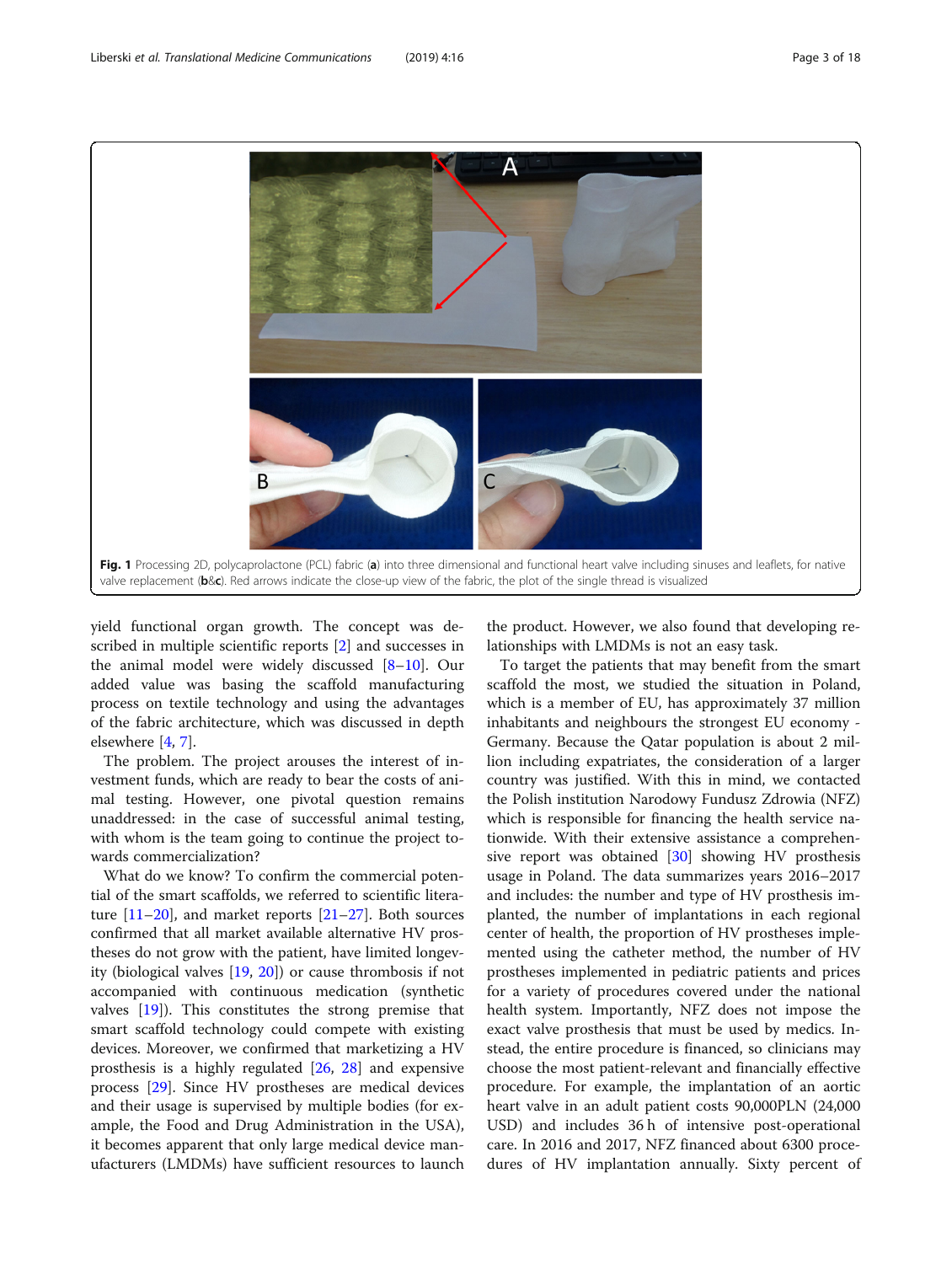Fig. 1 Processing 2D, polycaprolactone (PCL) fabric (**a**) into three dimensional and functional heart valve including sinuses and leaflets, for native valve replacement (**b**&**c**). Red arrows indicate the close-up view of the fabric, the plot of the single thread is visualized

yield functional organ growth. The concept was described in multiple scientific reports [2] and successes in the animal model were widely discussed [8–10]. Our added value was basing the scaffold manufacturing process on textile technology and using the advantages of the fabric architecture, which was discussed in depth elsewhere [4, 7].

The problem. The project arouses the interest of investment funds, which are ready to bear the costs of animal testing. However, one pivotal question remains unaddressed: in the case of successful animal testing, with whom is the team going to continue the project towards commercialization?

What do we know? To confirm the commercial potential of the smart scaffolds, we referred to scientific literature [11–20], and market reports [21–27]. Both sources confirmed that all market available alternative HV prostheses do not grow with the patient, have limited longevity (biological valves [19, 20]) or cause thrombosis if not accompanied with continuous medication (synthetic valves [19]). This constitutes the strong premise that smart scaffold technology could compete with existing devices. Moreover, we confirmed that marketizing a HV prosthesis is a highly regulated [26, 28] and expensive process [29]. Since HV prostheses are medical devices and their usage is supervised by multiple bodies (for example, the Food and Drug Administration in the USA), it becomes apparent that only large medical device manufacturers (LMDMs) have sufficient resources to launch the product. However, we also found that developing relationships with LMDMs is not an easy task.

To target the patients that may benefit from the smart scaffold the most, we studied the situation in Poland, which is a member of EU, has approximately 37 million inhabitants and neighbours the strongest EU economy - Germany. Because the Qatar population is about 2 million including expatriates, the consideration of a larger country was justified. With this in mind, we contacted the Polish institution Narodowy Fundusz Zdrowia (NFZ) which is responsible for financing the health service nationwide. With their extensive assistance a comprehensive report was obtained [30] showing HV prosthesis usage in Poland. The data summarizes years 2016–2017 and includes: the number and type of HV prosthesis implanted, the number of implantations in each regional center of health, the proportion of HV prostheses implemented using the catheter method, the number of HV prostheses implemented in pediatric patients and prices for a variety of procedures covered under the national health system. Importantly, NFZ does not impose the exact valve prosthesis that must be used by medics. Instead, the entire procedure is financed, so clinicians may choose the most patient-relevant and financially effective procedure. For example, the implantation of an aortic heart valve in an adult patient costs 90,000PLN (24,000 USD) and includes 36 h of intensive post-operational care. In 2016 and 2017, NFZ financed about 6300 procedures of HV implantation annually. Sixty percent of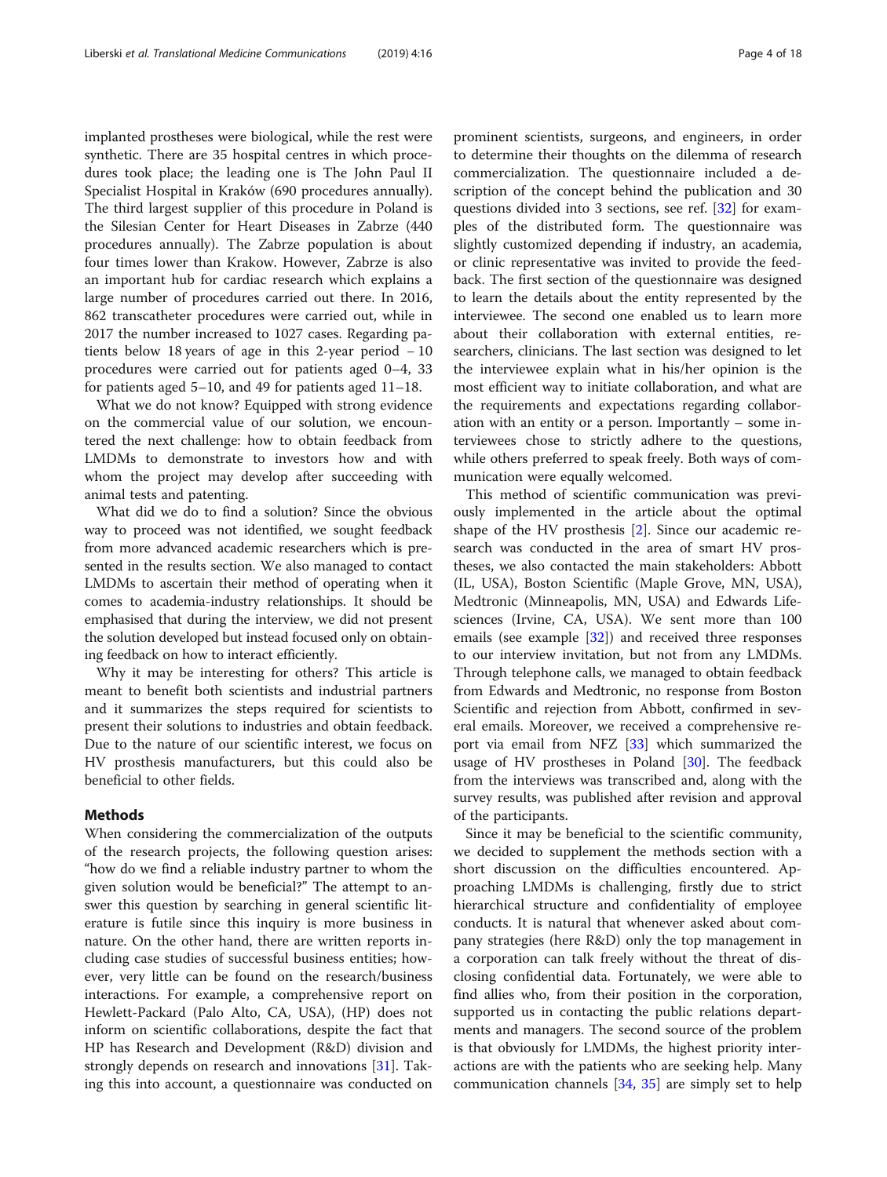implanted prostheses were biological, while the rest were synthetic. There are 35 hospital centres in which procedures took place; the leading one is The John Paul II Specialist Hospital in Kraków (690 procedures annually). The third largest supplier of this procedure in Poland is the Silesian Center for Heart Diseases in Zabrze (440 procedures annually). The Zabrze population is about four times lower than Krakow. However, Zabrze is also an important hub for cardiac research which explains a large number of procedures carried out there. In 2016, 862 transcatheter procedures were carried out, while in 2017 the number increased to 1027 cases. Regarding patients below 18 years of age in this 2-year period – 10 procedures were carried out for patients aged 0–4, 33 for patients aged 5–10, and 49 for patients aged 11–18.

What we do not know? Equipped with strong evidence on the commercial value of our solution, we encountered the next challenge: how to obtain feedback from LMDMs to demonstrate to investors how and with whom the project may develop after succeeding with animal tests and patenting.

What did we do to find a solution? Since the obvious way to proceed was not identified, we sought feedback from more advanced academic researchers which is presented in the results section. We also managed to contact LMDMs to ascertain their method of operating when it comes to academia-industry relationships. It should be emphasised that during the interview, we did not present the solution developed but instead focused only on obtaining feedback on how to interact efficiently.

Why it may be interesting for others? This article is meant to benefit both scientists and industrial partners and it summarizes the steps required for scientists to present their solutions to industries and obtain feedback. Due to the nature of our scientific interest, we focus on HV prosthesis manufacturers, but this could also be beneficial to other fields.

## Methods

When considering the commercialization of the outputs of the research projects, the following question arises: "how do we find a reliable industry partner to whom the given solution would be beneficial?" The attempt to answer this question by searching in general scientific literature is futile since this inquiry is more business in nature. On the other hand, there are written reports including case studies of successful business entities; however, very little can be found on the research/business interactions. For example, a comprehensive report on Hewlett-Packard (Palo Alto, CA, USA), (HP) does not inform on scientific collaborations, despite the fact that HP has Research and Development (R&D) division and strongly depends on research and innovations [31]. Taking this into account, a questionnaire was conducted on prominent scientists, surgeons, and engineers, in order to determine their thoughts on the dilemma of research commercialization. The questionnaire included a description of the concept behind the publication and 30 questions divided into 3 sections, see ref. [32] for examples of the distributed form. The questionnaire was slightly customized depending if industry, an academia, or clinic representative was invited to provide the feedback. The first section of the questionnaire was designed to learn the details about the entity represented by the interviewee. The second one enabled us to learn more about their collaboration with external entities, researchers, clinicians. The last section was designed to let the interviewee explain what in his/her opinion is the most efficient way to initiate collaboration, and what are the requirements and expectations regarding collaboration with an entity or a person. Importantly – some interviewees chose to strictly adhere to the questions, while others preferred to speak freely. Both ways of communication were equally welcomed.

This method of scientific communication was previously implemented in the article about the optimal shape of the HV prosthesis [2]. Since our academic research was conducted in the area of smart HV prostheses, we also contacted the main stakeholders: Abbott (IL, USA), Boston Scientific (Maple Grove, MN, USA), Medtronic (Minneapolis, MN, USA) and Edwards Lifesciences (Irvine, CA, USA). We sent more than 100 emails (see example [32]) and received three responses to our interview invitation, but not from any LMDMs. Through telephone calls, we managed to obtain feedback from Edwards and Medtronic, no response from Boston Scientific and rejection from Abbott, confirmed in several emails. Moreover, we received a comprehensive report via email from NFZ [33] which summarized the usage of HV prostheses in Poland [30]. The feedback from the interviews was transcribed and, along with the survey results, was published after revision and approval of the participants.

Since it may be beneficial to the scientific community, we decided to supplement the methods section with a short discussion on the difficulties encountered. Approaching LMDMs is challenging, firstly due to strict hierarchical structure and confidentiality of employee conducts. It is natural that whenever asked about company strategies (here R&D) only the top management in a corporation can talk freely without the threat of disclosing confidential data. Fortunately, we were able to find allies who, from their position in the corporation, supported us in contacting the public relations departments and managers. The second source of the problem is that obviously for LMDMs, the highest priority interactions are with the patients who are seeking help. Many communication channels [34, 35] are simply set to help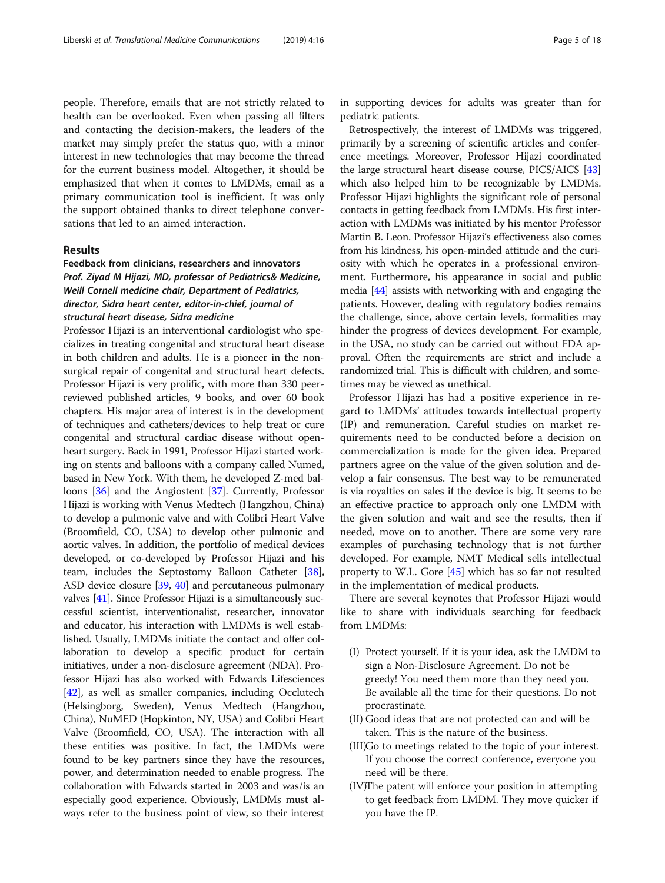people. Therefore, emails that are not strictly related to health can be overlooked. Even when passing all filters and contacting the decision-makers, the leaders of the market may simply prefer the status quo, with a minor interest in new technologies that may become the thread for the current business model. Altogether, it should be emphasized that when it comes to LMDMs, email as a primary communication tool is inefficient. It was only the support obtained thanks to direct telephone conversations that led to an aimed interaction.

## Results

### Feedback from clinicians, researchers and innovators

#### *Prof. Ziyad M Hijazi, MD, professor of Pediatrics& Medicine, Weill Cornell medicine chair, Department of Pediatrics, director, Sidra heart center, editor-in-chief, journal of structural heart disease, Sidra medicine*

Professor Hijazi is an interventional cardiologist who specializes in treating congenital and structural heart disease in both children and adults. He is a pioneer in the non-surgical repair of congenital and structural heart defects. Professor Hijazi is very prolific, with more than 330 peer-reviewed published articles, 9 books, and over 60 book chapters. His major area of interest is in the development of techniques and catheters/devices to help treat or cure congenital and structural cardiac disease without open-heart surgery. Back in 1991, Professor Hijazi started working on stents and balloons with a company called Numed, based in New York. With them, he developed Z-med balloons [36] and the Angiostent [37]. Currently, Professor Hijazi is working with Venus Medtech (Hangzhou, China) to develop a pulmonic valve and with Colibri Heart Valve (Broomfield, CO, USA) to develop other pulmonic and aortic valves. In addition, the portfolio of medical devices developed, or co-developed by Professor Hijazi and his team, includes the Septostomy Balloon Catheter [38], ASD device closure [39, 40] and percutaneous pulmonary valves [41]. Since Professor Hijazi is a simultaneously successful scientist, interventionalist, researcher, innovator and educator, his interaction with LMDMs is well established. Usually, LMDMs initiate the contact and offer collaboration to develop a specific product for certain initiatives, under a non-disclosure agreement (NDA). Professor Hijazi has also worked with Edwards Lifesciences [42], as well as smaller companies, including Occlutech (Helsingborg, Sweden), Venus Medtech (Hangzhou, China), NuMED (Hopkinton, NY, USA) and Colibri Heart Valve (Broomfield, CO, USA). The interaction with all these entities was positive. In fact, the LMDMs were found to be key partners since they have the resources, power, and determination needed to enable progress. The collaboration with Edwards started in 2003 and was/is an especially good experience. Obviously, LMDMs must always refer to the business point of view, so their interest in supporting devices for adults was greater than for pediatric patients.

Retrospectively, the interest of LMDMs was triggered, primarily by a screening of scientific articles and conference meetings. Moreover, Professor Hijazi coordinated the large structural heart disease course, PICS/AICS [43] which also helped him to be recognizable by LMDMs. Professor Hijazi highlights the significant role of personal contacts in getting feedback from LMDMs. His first interaction with LMDMs was initiated by his mentor Professor Martin B. Leon. Professor Hijazi's effectiveness also comes from his kindness, his open-minded attitude and the curiosity with which he operates in a professional environment. Furthermore, his appearance in social and public media [44] assists with networking with and engaging the patients. However, dealing with regulatory bodies remains the challenge, since, above certain levels, formalities may hinder the progress of devices development. For example, in the USA, no study can be carried out without FDA approval. Often the requirements are strict and include a randomized trial. This is difficult with children, and sometimes may be viewed as unethical.

Professor Hijazi has had a positive experience in regard to LMDMs' attitudes towards intellectual property (IP) and remuneration. Careful studies on market requirements need to be conducted before a decision on commercialization is made for the given idea. Prepared partners agree on the value of the given solution and develop a fair consensus. The best way to be remunerated is via royalties on sales if the device is big. It seems to be an effective practice to approach only one LMDM with the given solution and wait and see the results, then if needed, move on to another. There are some very rare examples of purchasing technology that is not further developed. For example, NMT Medical sells intellectual property to W.L. Gore [45] which has so far not resulted in the implementation of medical products.

There are several keynotes that Professor Hijazi would like to share with individuals searching for feedback from LMDMs:

(I) Protect yourself. If it is your idea, ask the LMDM to sign a Non-Disclosure Agreement. Do not be greedy! You need them more than they need you. Be available all the time for their questions. Do not procrastinate.

(II) Good ideas that are not protected can and will be taken. This is the nature of the business.

(III)Go to meetings related to the topic of your interest. If you choose the correct conference, everyone you need will be there.

(IV)The patent will enforce your position in attempting to get feedback from LMDM. They move quicker if you have the IP.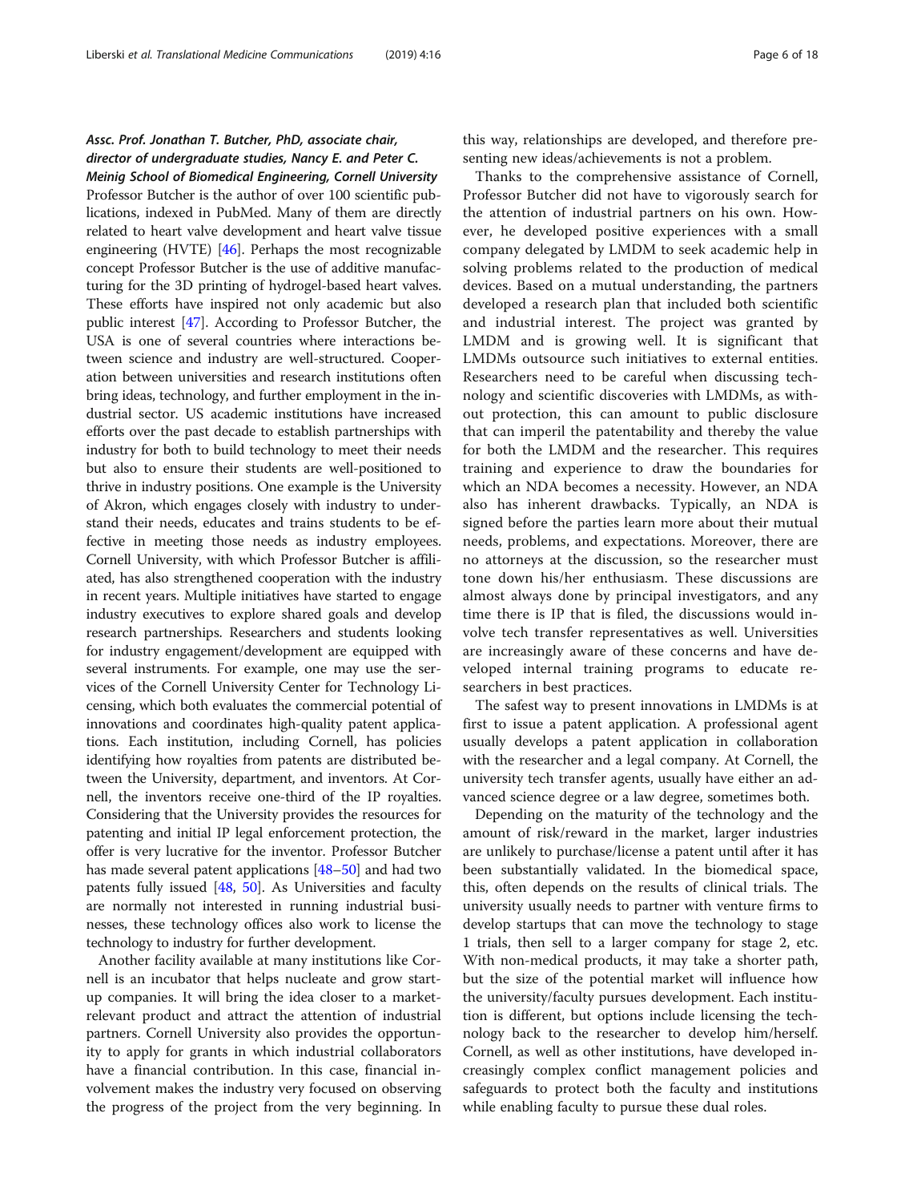### *Assc. Prof. Jonathan T. Butcher, PhD, associate chair, director of undergraduate studies, Nancy E. and Peter C. Meinig School of Biomedical Engineering, Cornell University*

Professor Butcher is the author of over 100 scientific publications, indexed in PubMed. Many of them are directly related to heart valve development and heart valve tissue engineering (HVTE) [46]. Perhaps the most recognizable concept Professor Butcher is the use of additive manufacturing for the 3D printing of hydrogel-based heart valves. These efforts have inspired not only academic but also public interest [47]. According to Professor Butcher, the USA is one of several countries where interactions between science and industry are well-structured. Cooperation between universities and research institutions often bring ideas, technology, and further employment in the industrial sector. US academic institutions have increased efforts over the past decade to establish partnerships with industry for both to build technology to meet their needs but also to ensure their students are well-positioned to thrive in industry positions. One example is the University of Akron, which engages closely with industry to understand their needs, educates and trains students to be effective in meeting those needs as industry employees. Cornell University, with which Professor Butcher is affiliated, has also strengthened cooperation with the industry in recent years. Multiple initiatives have started to engage industry executives to explore shared goals and develop research partnerships. Researchers and students looking for industry engagement/development are equipped with several instruments. For example, one may use the services of the Cornell University Center for Technology Licensing, which both evaluates the commercial potential of innovations and coordinates high-quality patent applications. Each institution, including Cornell, has policies identifying how royalties from patents are distributed between the University, department, and inventors. At Cornell, the inventors receive one-third of the IP royalties. Considering that the University provides the resources for patenting and initial IP legal enforcement protection, the offer is very lucrative for the inventor. Professor Butcher has made several patent applications [48–50] and had two patents fully issued [48, 50]. As Universities and faculty are normally not interested in running industrial businesses, these technology offices also work to license the technology to industry for further development.

Another facility available at many institutions like Cornell is an incubator that helps nucleate and grow startup companies. It will bring the idea closer to a market-relevant product and attract the attention of industrial partners. Cornell University also provides the opportunity to apply for grants in which industrial collaborators have a financial contribution. In this case, financial involvement makes the industry very focused on observing the progress of the project from the very beginning. In this way, relationships are developed, and therefore presenting new ideas/achievements is not a problem.

Thanks to the comprehensive assistance of Cornell, Professor Butcher did not have to vigorously search for the attention of industrial partners on his own. However, he developed positive experiences with a small company delegated by LMDM to seek academic help in solving problems related to the production of medical devices. Based on a mutual understanding, the partners developed a research plan that included both scientific and industrial interest. The project was granted by LMDM and is growing well. It is significant that LMDMs outsource such initiatives to external entities. Researchers need to be careful when discussing technology and scientific discoveries with LMDMs, as without protection, this can amount to public disclosure that can imperil the patentability and thereby the value for both the LMDM and the researcher. This requires training and experience to draw the boundaries for which an NDA becomes a necessity. However, an NDA also has inherent drawbacks. Typically, an NDA is signed before the parties learn more about their mutual needs, problems, and expectations. Moreover, there are no attorneys at the discussion, so the researcher must tone down his/her enthusiasm. These discussions are almost always done by principal investigators, and any time there is IP that is filed, the discussions would involve tech transfer representatives as well. Universities are increasingly aware of these concerns and have developed internal training programs to educate researchers in best practices.

The safest way to present innovations in LMDMs is at first to issue a patent application. A professional agent usually develops a patent application in collaboration with the researcher and a legal company. At Cornell, the university tech transfer agents, usually have either an advanced science degree or a law degree, sometimes both.

Depending on the maturity of the technology and the amount of risk/reward in the market, larger industries are unlikely to purchase/license a patent until after it has been substantially validated. In the biomedical space, this, often depends on the results of clinical trials. The university usually needs to partner with venture firms to develop startups that can move the technology to stage 1 trials, then sell to a larger company for stage 2, etc. With non-medical products, it may take a shorter path, but the size of the potential market will influence how the university/faculty pursues development. Each institution is different, but options include licensing the technology back to the researcher to develop him/herself. Cornell, as well as other institutions, have developed increasingly complex conflict management policies and safeguards to protect both the faculty and institutions while enabling faculty to pursue these dual roles.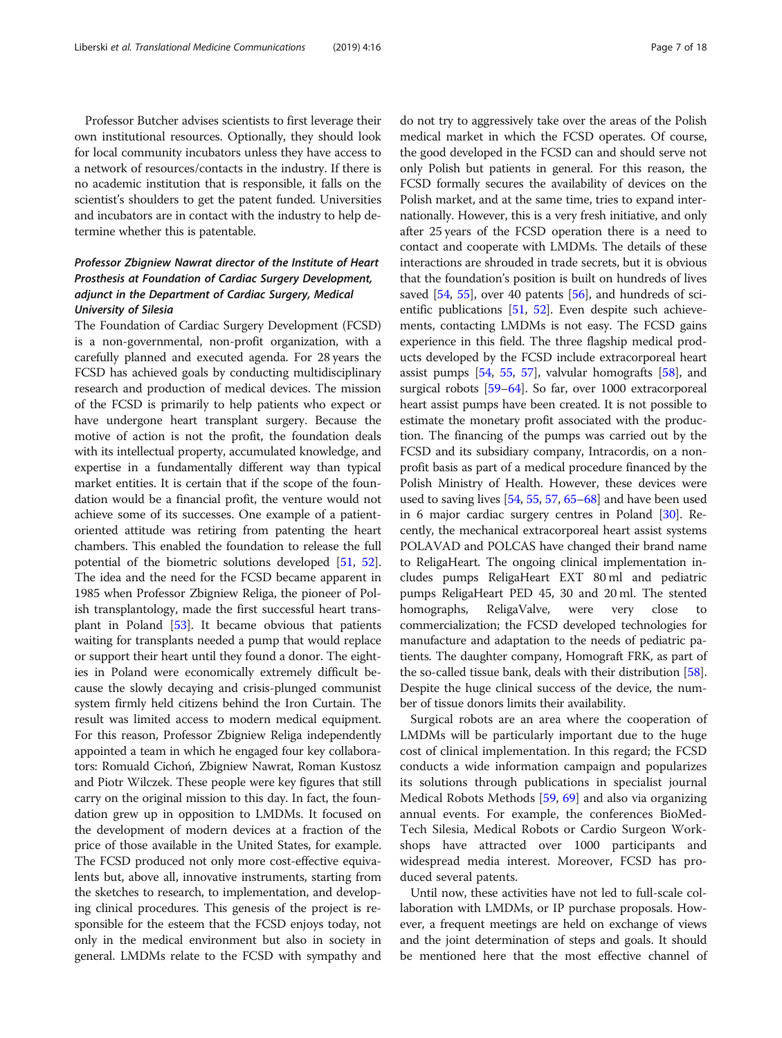Professor Butcher advises scientists to first leverage their own institutional resources. Optionally, they should look for local community incubators unless they have access to a network of resources/contacts in the industry. If there is no academic institution that is responsible, it falls on the scientist's shoulders to get the patent funded. Universities and incubators are in contact with the industry to help determine whether this is patentable.

### *Professor Zbigniew Nawrat director of the Institute of Heart Prosthesis at Foundation of Cardiac Surgery Development, adjunct in the Department of Cardiac Surgery, Medical University of Silesia*

The Foundation of Cardiac Surgery Development (FCSD) is a non-governmental, non-profit organization, with a carefully planned and executed agenda. For 28 years the FCSD has achieved goals by conducting multidisciplinary research and production of medical devices. The mission of the FCSD is primarily to help patients who expect or have undergone heart transplant surgery. Because the motive of action is not the profit, the foundation deals with its intellectual property, accumulated knowledge, and expertise in a fundamentally different way than typical market entities. It is certain that if the scope of the foundation would be a financial profit, the venture would not achieve some of its successes. One example of a patient-oriented attitude was retiring from patenting the heart chambers. This enabled the foundation to release the full potential of the biometric solutions developed [51, 52]. The idea and the need for the FCSD became apparent in 1985 when Professor Zbigniew Religa, the pioneer of Polish transplantology, made the first successful heart transplant in Poland [53]. It became obvious that patients waiting for transplants needed a pump that would replace or support their heart until they found a donor. The eighties in Poland were economically extremely difficult because the slowly decaying and crisis-plunged communist system firmly held citizens behind the Iron Curtain. The result was limited access to modern medical equipment. For this reason, Professor Zbigniew Religa independently appointed a team in which he engaged four key collaborators: Romuald Cichoń, Zbigniew Nawrat, Roman Kustosz and Piotr Wilczek. These people were key figures that still carry on the original mission to this day. In fact, the foundation grew up in opposition to LMDMs. It focused on the development of modern devices at a fraction of the price of those available in the United States, for example. The FCSD produced not only more cost-effective equivalents but, above all, innovative instruments, starting from the sketches to research, to implementation, and developing clinical procedures. This genesis of the project is responsible for the esteem that the FCSD enjoys today, not only in the medical environment but also in society in general. LMDMs relate to the FCSD with sympathy and do not try to aggressively take over the areas of the Polish medical market in which the FCSD operates. Of course, the good developed in the FCSD can and should serve not only Polish but patients in general. For this reason, the FCSD formally secures the availability of devices on the Polish market, and at the same time, tries to expand internationally. However, this is a very fresh initiative, and only after 25 years of the FCSD operation there is a need to contact and cooperate with LMDMs. The details of these interactions are shrouded in trade secrets, but it is obvious that the foundation's position is built on hundreds of lives saved [54, 55], over 40 patents [56], and hundreds of scientific publications [51, 52]. Even despite such achievements, contacting LMDMs is not easy. The FCSD gains experience in this field. The three flagship medical products developed by the FCSD include extracorporeal heart assist pumps [54, 55, 57], valvular homografts [58], and surgical robots [59–64]. So far, over 1000 extracorporeal heart assist pumps have been created. It is not possible to estimate the monetary profit associated with the production. The financing of the pumps was carried out by the FCSD and its subsidiary company, Intracordis, on a non-profit basis as part of a medical procedure financed by the Polish Ministry of Health. However, these devices were used to saving lives [54, 55, 57, 65–68] and have been used in 6 major cardiac surgery centres in Poland [30]. Recently, the mechanical extracorporeal heart assist systems POLAVAD and POLCAS have changed their brand name to ReligaHeart. The ongoing clinical implementation includes pumps ReligaHeart EXT 80 ml and pediatric pumps ReligaHeart PED 45, 30 and 20 ml. The stented homographs, ReligaValve, were very close to commercialization; the FCSD developed technologies for manufacture and adaptation to the needs of pediatric patients. The daughter company, Homograft FRK, as part of the so-called tissue bank, deals with their distribution [58]. Despite the huge clinical success of the device, the number of tissue donors limits their availability.

Surgical robots are an area where the cooperation of LMDMs will be particularly important due to the huge cost of clinical implementation. In this regard; the FCSD conducts a wide information campaign and popularizes its solutions through publications in specialist journal Medical Robots Methods [59, 69] and also via organizing annual events. For example, the conferences BioMedTech Silesia, Medical Robots or Cardio Surgeon Workshops have attracted over 1000 participants and widespread media interest. Moreover, FCSD has produced several patents.

Until now, these activities have not led to full-scale collaboration with LMDMs, or IP purchase proposals. However, a frequent meetings are held on exchange of views and the joint determination of steps and goals. It should be mentioned here that the most effective channel of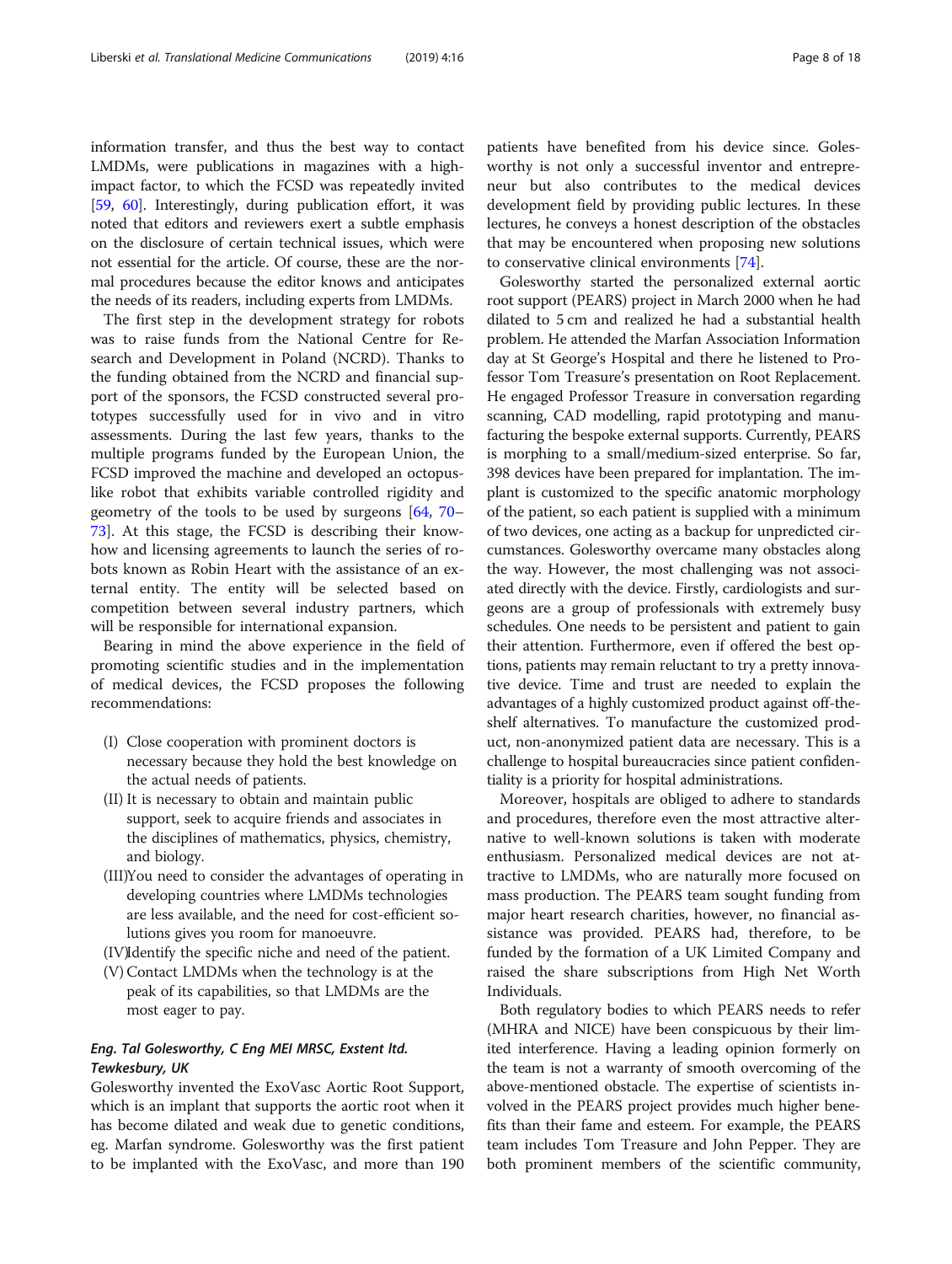information transfer, and thus the best way to contact LMDMs, were publications in magazines with a high-impact factor, to which the FCSD was repeatedly invited [59, 60]. Interestingly, during publication effort, it was noted that editors and reviewers exert a subtle emphasis on the disclosure of certain technical issues, which were not essential for the article. Of course, these are the normal procedures because the editor knows and anticipates the needs of its readers, including experts from LMDMs.

The first step in the development strategy for robots was to raise funds from the National Centre for Research and Development in Poland (NCRD). Thanks to the funding obtained from the NCRD and financial support of the sponsors, the FCSD constructed several prototypes successfully used for in vivo and in vitro assessments. During the last few years, thanks to the multiple programs funded by the European Union, the FCSD improved the machine and developed an octopus-like robot that exhibits variable controlled rigidity and geometry of the tools to be used by surgeons [64, 70–73]. At this stage, the FCSD is describing their know-how and licensing agreements to launch the series of robots known as Robin Heart with the assistance of an external entity. The entity will be selected based on competition between several industry partners, which will be responsible for international expansion.

Bearing in mind the above experience in the field of promoting scientific studies and in the implementation of medical devices, the FCSD proposes the following recommendations:

(I) Close cooperation with prominent doctors is necessary because they hold the best knowledge on the actual needs of patients.
(II) It is necessary to obtain and maintain public support, seek to acquire friends and associates in the disciplines of mathematics, physics, chemistry, and biology.
(III) You need to consider the advantages of operating in developing countries where LMDMs technologies are less available, and the need for cost-efficient solutions gives you room for manoeuvre.
(IV) Identify the specific niche and need of the patient.
(V) Contact LMDMs when the technology is at the peak of its capabilities, so that LMDMs are the most eager to pay.

#### *Eng. Tal Golesworthy, C Eng MEI MRSC, Exstent ltd. Tewkesbury, UK*

Golesworthy invented the ExoVasc Aortic Root Support, which is an implant that supports the aortic root when it has become dilated and weak due to genetic conditions, eg. Marfan syndrome. Golesworthy was the first patient to be implanted with the ExoVasc, and more than 190 patients have benefited from his device since. Golesworthy is not only a successful inventor and entrepreneur but also contributes to the medical devices development field by providing public lectures. In these lectures, he conveys a honest description of the obstacles that may be encountered when proposing new solutions to conservative clinical environments [74].

Golesworthy started the personalized external aortic root support (PEARS) project in March 2000 when he had dilated to 5 cm and realized he had a substantial health problem. He attended the Marfan Association Information day at St George's Hospital and there he listened to Professor Tom Treasure's presentation on Root Replacement. He engaged Professor Treasure in conversation regarding scanning, CAD modelling, rapid prototyping and manufacturing the bespoke external supports. Currently, PEARS is morphing to a small/medium-sized enterprise. So far, 398 devices have been prepared for implantation. The implant is customized to the specific anatomic morphology of the patient, so each patient is supplied with a minimum of two devices, one acting as a backup for unpredicted circumstances. Golesworthy overcame many obstacles along the way. However, the most challenging was not associated directly with the device. Firstly, cardiologists and surgeons are a group of professionals with extremely busy schedules. One needs to be persistent and patient to gain their attention. Furthermore, even if offered the best options, patients may remain reluctant to try a pretty innovative device. Time and trust are needed to explain the advantages of a highly customized product against off-the-shelf alternatives. To manufacture the customized product, non-anonymized patient data are necessary. This is a challenge to hospital bureaucracies since patient confidentiality is a priority for hospital administrations.

Moreover, hospitals are obliged to adhere to standards and procedures, therefore even the most attractive alternative to well-known solutions is taken with moderate enthusiasm. Personalized medical devices are not attractive to LMDMs, who are naturally more focused on mass production. The PEARS team sought funding from major heart research charities, however, no financial assistance was provided. PEARS had, therefore, to be funded by the formation of a UK Limited Company and raised the share subscriptions from High Net Worth Individuals.

Both regulatory bodies to which PEARS needs to refer (MHRA and NICE) have been conspicuous by their limited interference. Having a leading opinion formerly on the team is not a warranty of smooth overcoming of the above-mentioned obstacle. The expertise of scientists involved in the PEARS project provides much higher benefits than their fame and esteem. For example, the PEARS team includes Tom Treasure and John Pepper. They are both prominent members of the scientific community,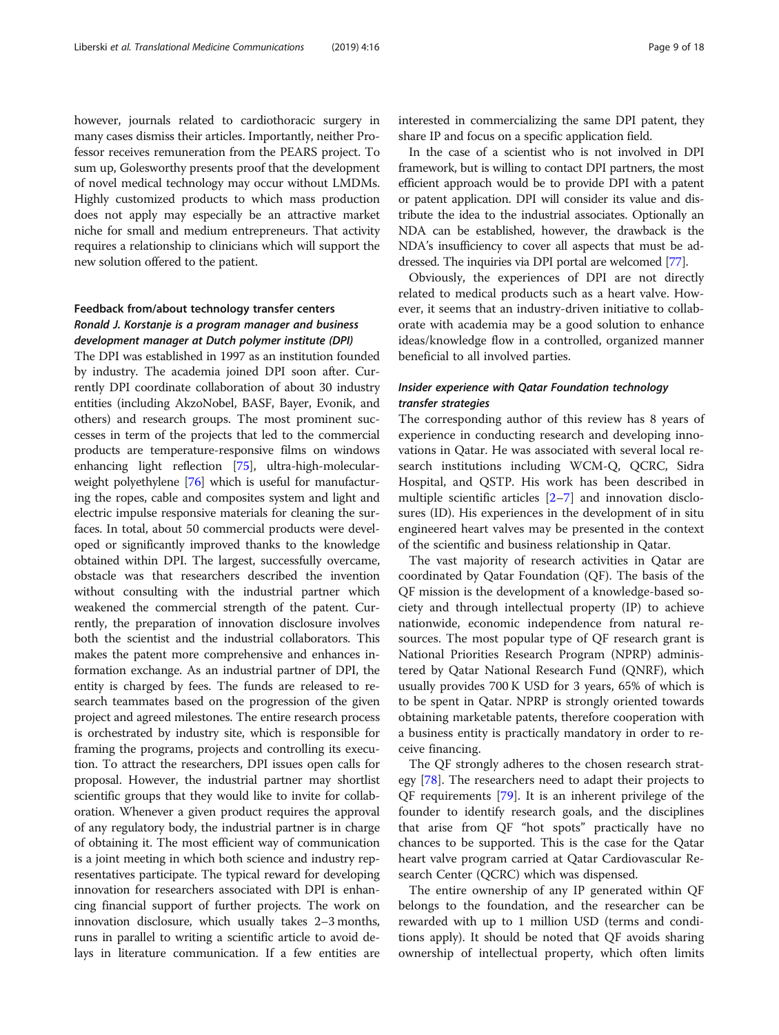however, journals related to cardiothoracic surgery in many cases dismiss their articles. Importantly, neither Professor receives remuneration from the PEARS project. To sum up, Golesworthy presents proof that the development of novel medical technology may occur without LMDMs. Highly customized products to which mass production does not apply may especially be an attractive market niche for small and medium entrepreneurs. That activity requires a relationship to clinicians which will support the new solution offered to the patient.

## Feedback from/about technology transfer centers

### *Ronald J. Korstanje is a program manager and business development manager at Dutch polymer institute (DPI)*

The DPI was established in 1997 as an institution founded by industry. The academia joined DPI soon after. Currently DPI coordinate collaboration of about 30 industry entities (including AkzoNobel, BASF, Bayer, Evonik, and others) and research groups. The most prominent successes in term of the projects that led to the commercial products are temperature-responsive films on windows enhancing light reflection [75], ultra-high-molecular-weight polyethylene [76] which is useful for manufacturing the ropes, cable and composites system and light and electric impulse responsive materials for cleaning the surfaces. In total, about 50 commercial products were developed or significantly improved thanks to the knowledge obtained within DPI. The largest, successfully overcame, obstacle was that researchers described the invention without consulting with the industrial partner which weakened the commercial strength of the patent. Currently, the preparation of innovation disclosure involves both the scientist and the industrial collaborators. This makes the patent more comprehensive and enhances information exchange. As an industrial partner of DPI, the entity is charged by fees. The funds are released to research teammates based on the progression of the given project and agreed milestones. The entire research process is orchestrated by industry site, which is responsible for framing the programs, projects and controlling its execution. To attract the researchers, DPI issues open calls for proposal. However, the industrial partner may shortlist scientific groups that they would like to invite for collaboration. Whenever a given product requires the approval of any regulatory body, the industrial partner is in charge of obtaining it. The most efficient way of communication is a joint meeting in which both science and industry representatives participate. The typical reward for developing innovation for researchers associated with DPI is enhancing financial support of further projects. The work on innovation disclosure, which usually takes 2–3 months, runs in parallel to writing a scientific article to avoid delays in literature communication. If a few entities are interested in commercializing the same DPI patent, they share IP and focus on a specific application field.

In the case of a scientist who is not involved in DPI framework, but is willing to contact DPI partners, the most efficient approach would be to provide DPI with a patent or patent application. DPI will consider its value and distribute the idea to the industrial associates. Optionally an NDA can be established, however, the drawback is the NDA's insufficiency to cover all aspects that must be addressed. The inquiries via DPI portal are welcomed [77].

Obviously, the experiences of DPI are not directly related to medical products such as a heart valve. However, it seems that an industry-driven initiative to collaborate with academia may be a good solution to enhance ideas/knowledge flow in a controlled, organized manner beneficial to all involved parties.

### *Insider experience with Qatar Foundation technology transfer strategies*

The corresponding author of this review has 8 years of experience in conducting research and developing innovations in Qatar. He was associated with several local research institutions including WCM-Q, QCRC, Sidra Hospital, and QSTP. His work has been described in multiple scientific articles [2–7] and innovation disclosures (ID). His experiences in the development of in situ engineered heart valves may be presented in the context of the scientific and business relationship in Qatar.

The vast majority of research activities in Qatar are coordinated by Qatar Foundation (QF). The basis of the QF mission is the development of a knowledge-based society and through intellectual property (IP) to achieve nationwide, economic independence from natural resources. The most popular type of QF research grant is National Priorities Research Program (NPRP) administered by Qatar National Research Fund (QNRF), which usually provides 700 K USD for 3 years, 65% of which is to be spent in Qatar. NPRP is strongly oriented towards obtaining marketable patents, therefore cooperation with a business entity is practically mandatory in order to receive financing.

The QF strongly adheres to the chosen research strategy [78]. The researchers need to adapt their projects to QF requirements [79]. It is an inherent privilege of the founder to identify research goals, and the disciplines that arise from QF "hot spots" practically have no chances to be supported. This is the case for the Qatar heart valve program carried at Qatar Cardiovascular Research Center (QCRC) which was dispensed.

The entire ownership of any IP generated within QF belongs to the foundation, and the researcher can be rewarded with up to 1 million USD (terms and conditions apply). It should be noted that QF avoids sharing ownership of intellectual property, which often limits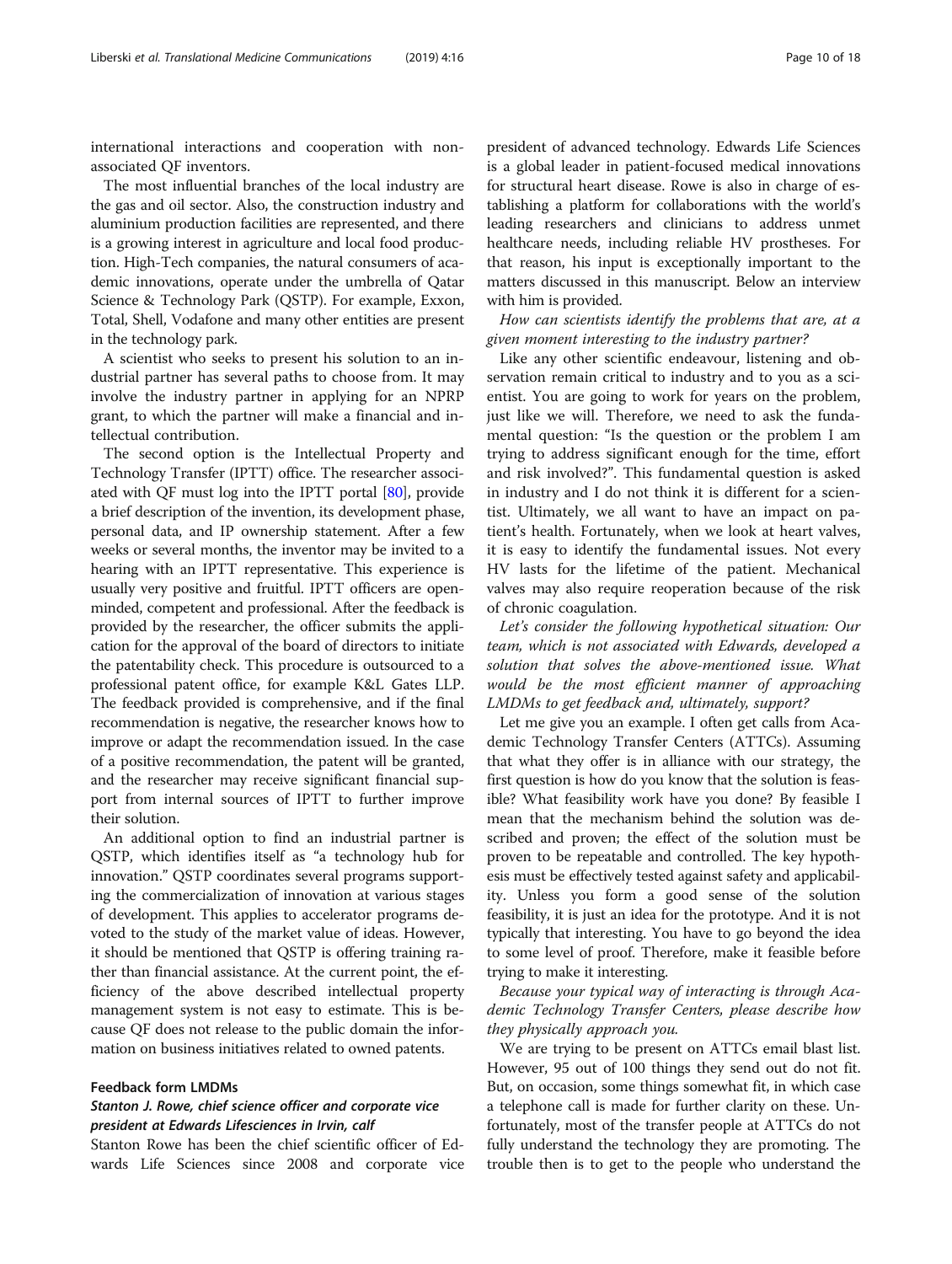international interactions and cooperation with non-associated QF inventors.

The most influential branches of the local industry are the gas and oil sector. Also, the construction industry and aluminium production facilities are represented, and there is a growing interest in agriculture and local food production. High-Tech companies, the natural consumers of academic innovations, operate under the umbrella of Qatar Science & Technology Park (QSTP). For example, Exxon, Total, Shell, Vodafone and many other entities are present in the technology park.

A scientist who seeks to present his solution to an industrial partner has several paths to choose from. It may involve the industry partner in applying for an NPRP grant, to which the partner will make a financial and intellectual contribution.

The second option is the Intellectual Property and Technology Transfer (IPTT) office. The researcher associated with QF must log into the IPTT portal [80], provide a brief description of the invention, its development phase, personal data, and IP ownership statement. After a few weeks or several months, the inventor may be invited to a hearing with an IPTT representative. This experience is usually very positive and fruitful. IPTT officers are open-minded, competent and professional. After the feedback is provided by the researcher, the officer submits the application for the approval of the board of directors to initiate the patentability check. This procedure is outsourced to a professional patent office, for example K&L Gates LLP. The feedback provided is comprehensive, and if the final recommendation is negative, the researcher knows how to improve or adapt the recommendation issued. In the case of a positive recommendation, the patent will be granted, and the researcher may receive significant financial support from internal sources of IPTT to further improve their solution.

An additional option to find an industrial partner is QSTP, which identifies itself as "a technology hub for innovation." QSTP coordinates several programs supporting the commercialization of innovation at various stages of development. This applies to accelerator programs devoted to the study of the market value of ideas. However, it should be mentioned that QSTP is offering training rather than financial assistance. At the current point, the efficiency of the above described intellectual property management system is not easy to estimate. This is because QF does not release to the public domain the information on business initiatives related to owned patents.

## Feedback form LMDMs

### Stanton J. Rowe, chief science officer and corporate vice president at Edwards Lifesciences in Irvin, calf

Stanton Rowe has been the chief scientific officer of Edwards Life Sciences since 2008 and corporate vice president of advanced technology. Edwards Life Sciences is a global leader in patient-focused medical innovations for structural heart disease. Rowe is also in charge of establishing a platform for collaborations with the world's leading researchers and clinicians to address unmet healthcare needs, including reliable HV prostheses. For that reason, his input is exceptionally important to the matters discussed in this manuscript. Below an interview with him is provided.

*How can scientists identify the problems that are, at a given moment interesting to the industry partner?*

Like any other scientific endeavour, listening and observation remain critical to industry and to you as a scientist. You are going to work for years on the problem, just like we will. Therefore, we need to ask the fundamental question: "Is the question or the problem I am trying to address significant enough for the time, effort and risk involved?". This fundamental question is asked in industry and I do not think it is different for a scientist. Ultimately, we all want to have an impact on patient's health. Fortunately, when we look at heart valves, it is easy to identify the fundamental issues. Not every HV lasts for the lifetime of the patient. Mechanical valves may also require reoperation because of the risk of chronic coagulation.

*Let's consider the following hypothetical situation: Our team, which is not associated with Edwards, developed a solution that solves the above-mentioned issue. What would be the most efficient manner of approaching LMDMs to get feedback and, ultimately, support?*

Let me give you an example. I often get calls from Academic Technology Transfer Centers (ATTCs). Assuming that what they offer is in alliance with our strategy, the first question is how do you know that the solution is feasible? What feasibility work have you done? By feasible I mean that the mechanism behind the solution was described and proven; the effect of the solution must be proven to be repeatable and controlled. The key hypothesis must be effectively tested against safety and applicability. Unless you form a good sense of the solution feasibility, it is just an idea for the prototype. And it is not typically that interesting. You have to go beyond the idea to some level of proof. Therefore, make it feasible before trying to make it interesting.

*Because your typical way of interacting is through Academic Technology Transfer Centers, please describe how they physically approach you.*

We are trying to be present on ATTCs email blast list. However, 95 out of 100 things they send out do not fit. But, on occasion, some things somewhat fit, in which case a telephone call is made for further clarity on these. Unfortunately, most of the transfer people at ATTCs do not fully understand the technology they are promoting. The trouble then is to get to the people who understand the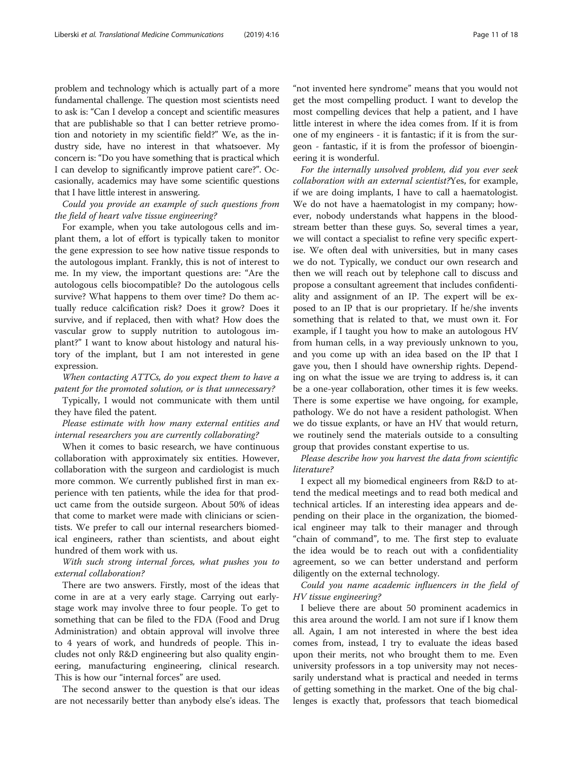problem and technology which is actually part of a more fundamental challenge. The question most scientists need to ask is: "Can I develop a concept and scientific measures that are publishable so that I can better retrieve promotion and notoriety in my scientific field?" We, as the industry side, have no interest in that whatsoever. My concern is: "Do you have something that is practical which I can develop to significantly improve patient care?". Occasionally, academics may have some scientific questions that I have little interest in answering.

*Could you provide an example of such questions from the field of heart valve tissue engineering?*

For example, when you take autologous cells and implant them, a lot of effort is typically taken to monitor the gene expression to see how native tissue responds to the autologous implant. Frankly, this is not of interest to me. In my view, the important questions are: "Are the autologous cells biocompatible? Do the autologous cells survive? What happens to them over time? Do them actually reduce calcification risk? Does it grow? Does it survive, and if replaced, then with what? How does the vascular grow to supply nutrition to autologous implant?" I want to know about histology and natural history of the implant, but I am not interested in gene expression.

*When contacting ATTCs, do you expect them to have a patent for the promoted solution, or is that unnecessary?*

Typically, I would not communicate with them until they have filed the patent.

*Please estimate with how many external entities and internal researchers you are currently collaborating?*

When it comes to basic research, we have continuous collaboration with approximately six entities. However, collaboration with the surgeon and cardiologist is much more common. We currently published first in man experience with ten patients, while the idea for that product came from the outside surgeon. About 50% of ideas that come to market were made with clinicians or scientists. We prefer to call our internal researchers biomedical engineers, rather than scientists, and about eight hundred of them work with us.

*With such strong internal forces, what pushes you to external collaboration?*

There are two answers. Firstly, most of the ideas that come in are at a very early stage. Carrying out early-stage work may involve three to four people. To get to something that can be filed to the FDA (Food and Drug Administration) and obtain approval will involve three to 4 years of work, and hundreds of people. This includes not only R&D engineering but also quality engineering, manufacturing engineering, clinical research. This is how our "internal forces" are used.

The second answer to the question is that our ideas are not necessarily better than anybody else's ideas. The "not invented here syndrome" means that you would not get the most compelling product. I want to develop the most compelling devices that help a patient, and I have little interest in where the idea comes from. If it is from one of my engineers - it is fantastic; if it is from the surgeon - fantastic, if it is from the professor of bioengineering it is wonderful.

*For the internally unsolved problem, did you ever seek collaboration with an external scientist?*Yes, for example, if we are doing implants, I have to call a haematologist. We do not have a haematologist in my company; however, nobody understands what happens in the bloodstream better than these guys. So, several times a year, we will contact a specialist to refine very specific expertise. We often deal with universities, but in many cases we do not. Typically, we conduct our own research and then we will reach out by telephone call to discuss and propose a consultant agreement that includes confidentiality and assignment of an IP. The expert will be exposed to an IP that is our proprietary. If he/she invents something that is related to that, we must own it. For example, if I taught you how to make an autologous HV from human cells, in a way previously unknown to you, and you come up with an idea based on the IP that I gave you, then I should have ownership rights. Depending on what the issue we are trying to address is, it can be a one-year collaboration, other times it is few weeks. There is some expertise we have ongoing, for example, pathology. We do not have a resident pathologist. When we do tissue explants, or have an HV that would return, we routinely send the materials outside to a consulting group that provides constant expertise to us.

*Please describe how you harvest the data from scientific literature?*

I expect all my biomedical engineers from R&D to attend the medical meetings and to read both medical and technical articles. If an interesting idea appears and depending on their place in the organization, the biomedical engineer may talk to their manager and through "chain of command", to me. The first step to evaluate the idea would be to reach out with a confidentiality agreement, so we can better understand and perform diligently on the external technology.

*Could you name academic influencers in the field of HV tissue engineering?*

I believe there are about 50 prominent academics in this area around the world. I am not sure if I know them all. Again, I am not interested in where the best idea comes from, instead, I try to evaluate the ideas based upon their merits, not who brought them to me. Even university professors in a top university may not necessarily understand what is practical and needed in terms of getting something in the market. One of the big challenges is exactly that, professors that teach biomedical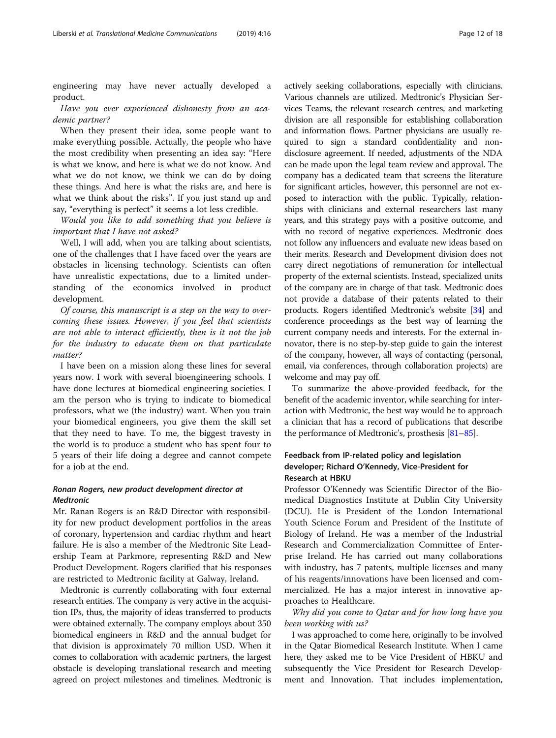engineering may have never actually developed a product.

*Have you ever experienced dishonesty from an academic partner?*

When they present their idea, some people want to make everything possible. Actually, the people who have the most credibility when presenting an idea say: "Here is what we know, and here is what we do not know. And what we do not know, we think we can do by doing these things. And here is what the risks are, and here is what we think about the risks". If you just stand up and say, "everything is perfect" it seems a lot less credible.

*Would you like to add something that you believe is important that I have not asked?*

Well, I will add, when you are talking about scientists, one of the challenges that I have faced over the years are obstacles in licensing technology. Scientists can often have unrealistic expectations, due to a limited understanding of the economics involved in product development.

*Of course, this manuscript is a step on the way to overcoming these issues. However, if you feel that scientists are not able to interact efficiently, then is it not the job for the industry to educate them on that particulate matter?*

I have been on a mission along these lines for several years now. I work with several bioengineering schools. I have done lectures at biomedical engineering societies. I am the person who is trying to indicate to biomedical professors, what we (the industry) want. When you train your biomedical engineers, you give them the skill set that they need to have. To me, the biggest travesty in the world is to produce a student who has spent four to 5 years of their life doing a degree and cannot compete for a job at the end.

### *Ronan Rogers, new product development director at Medtronic*

Mr. Ranan Rogers is an R&D Director with responsibility for new product development portfolios in the areas of coronary, hypertension and cardiac rhythm and heart failure. He is also a member of the Medtronic Site Leadership Team at Parkmore, representing R&D and New Product Development. Rogers clarified that his responses are restricted to Medtronic facility at Galway, Ireland.

Medtronic is currently collaborating with four external research entities. The company is very active in the acquisition IPs, thus, the majority of ideas transferred to products were obtained externally. The company employs about 350 biomedical engineers in R&D and the annual budget for that division is approximately 70 million USD. When it comes to collaboration with academic partners, the largest obstacle is developing translational research and meeting agreed on project milestones and timelines. Medtronic is actively seeking collaborations, especially with clinicians. Various channels are utilized. Medtronic's Physician Services Teams, the relevant research centres, and marketing division are all responsible for establishing collaboration and information flows. Partner physicians are usually required to sign a standard confidentiality and nondisclosure agreement. If needed, adjustments of the NDA can be made upon the legal team review and approval. The company has a dedicated team that screens the literature for significant articles, however, this personnel are not exposed to interaction with the public. Typically, relationships with clinicians and external researchers last many years, and this strategy pays with a positive outcome, and with no record of negative experiences. Medtronic does not follow any influencers and evaluate new ideas based on their merits. Research and Development division does not carry direct negotiations of remuneration for intellectual property of the external scientists. Instead, specialized units of the company are in charge of that task. Medtronic does not provide a database of their patents related to their products. Rogers identified Medtronic's website [34] and conference proceedings as the best way of learning the current company needs and interests. For the external innovator, there is no step-by-step guide to gain the interest of the company, however, all ways of contacting (personal, email, via conferences, through collaboration projects) are welcome and may pay off.

To summarize the above-provided feedback, for the benefit of the academic inventor, while searching for interaction with Medtronic, the best way would be to approach a clinician that has a record of publications that describe the performance of Medtronic's, prosthesis [81–85].

### Feedback from IP-related policy and legislation developer; Richard O'Kennedy, Vice-President for Research at HBKU

Professor O'Kennedy was Scientific Director of the Biomedical Diagnostics Institute at Dublin City University (DCU). He is President of the London International Youth Science Forum and President of the Institute of Biology of Ireland. He was a member of the Industrial Research and Commercialization Committee of Enterprise Ireland. He has carried out many collaborations with industry, has 7 patents, multiple licenses and many of his reagents/innovations have been licensed and commercialized. He has a major interest in innovative approaches to Healthcare.

*Why did you come to Qatar and for how long have you been working with us?*

I was approached to come here, originally to be involved in the Qatar Biomedical Research Institute. When I came here, they asked me to be Vice President of HBKU and subsequently the Vice President for Research Development and Innovation. That includes implementation,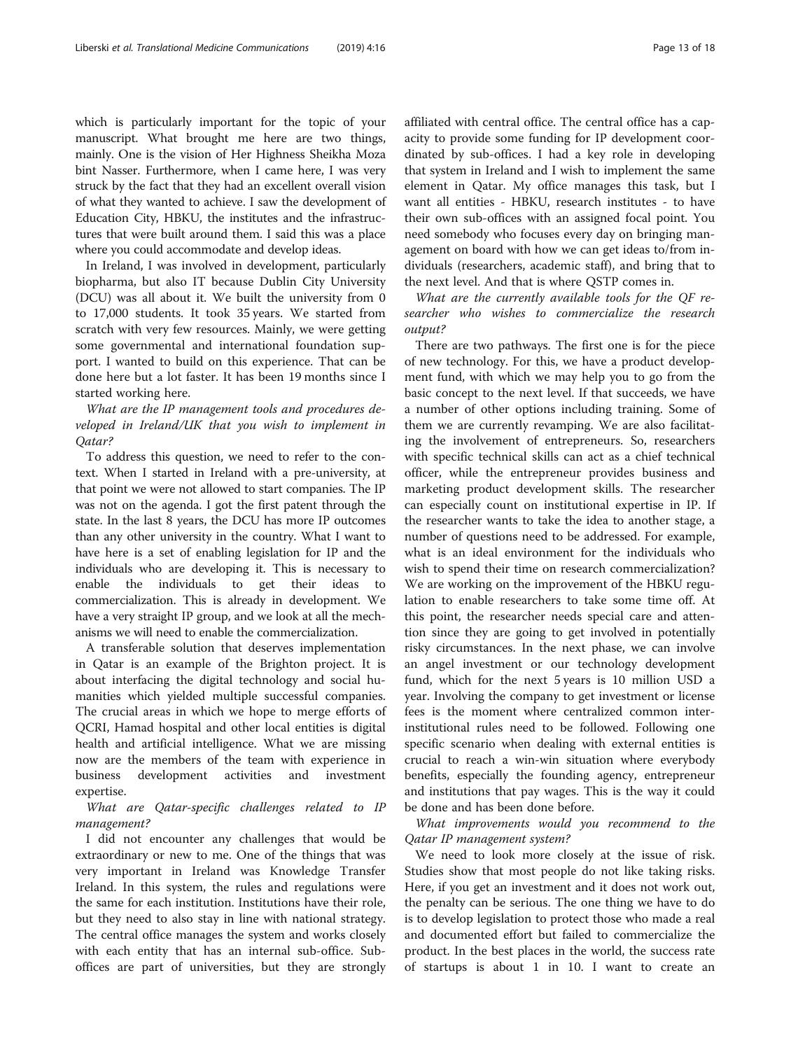which is particularly important for the topic of your manuscript. What brought me here are two things, mainly. One is the vision of Her Highness Sheikha Moza bint Nasser. Furthermore, when I came here, I was very struck by the fact that they had an excellent overall vision of what they wanted to achieve. I saw the development of Education City, HBKU, the institutes and the infrastructures that were built around them. I said this was a place where you could accommodate and develop ideas.

In Ireland, I was involved in development, particularly biopharma, but also IT because Dublin City University (DCU) was all about it. We built the university from 0 to 17,000 students. It took 35 years. We started from scratch with very few resources. Mainly, we were getting some governmental and international foundation support. I wanted to build on this experience. That can be done here but a lot faster. It has been 19 months since I started working here.

*What are the IP management tools and procedures developed in Ireland/UK that you wish to implement in Qatar?*

To address this question, we need to refer to the context. When I started in Ireland with a pre-university, at that point we were not allowed to start companies. The IP was not on the agenda. I got the first patent through the state. In the last 8 years, the DCU has more IP outcomes than any other university in the country. What I want to have here is a set of enabling legislation for IP and the individuals who are developing it. This is necessary to enable the individuals to get their ideas to commercialization. This is already in development. We have a very straight IP group, and we look at all the mechanisms we will need to enable the commercialization.

A transferable solution that deserves implementation in Qatar is an example of the Brighton project. It is about interfacing the digital technology and social humanities which yielded multiple successful companies. The crucial areas in which we hope to merge efforts of QCRI, Hamad hospital and other local entities is digital health and artificial intelligence. What we are missing now are the members of the team with experience in business development activities and investment expertise.

*What are Qatar-specific challenges related to IP management?*

I did not encounter any challenges that would be extraordinary or new to me. One of the things that was very important in Ireland was Knowledge Transfer Ireland. In this system, the rules and regulations were the same for each institution. Institutions have their role, but they need to also stay in line with national strategy. The central office manages the system and works closely with each entity that has an internal sub-office. Sub-offices are part of universities, but they are strongly affiliated with central office. The central office has a capacity to provide some funding for IP development coordinated by sub-offices. I had a key role in developing that system in Ireland and I wish to implement the same element in Qatar. My office manages this task, but I want all entities - HBKU, research institutes - to have their own sub-offices with an assigned focal point. You need somebody who focuses every day on bringing management on board with how we can get ideas to/from individuals (researchers, academic staff), and bring that to the next level. And that is where QSTP comes in.

*What are the currently available tools for the QF researcher who wishes to commercialize the research output?*

There are two pathways. The first one is for the piece of new technology. For this, we have a product development fund, with which we may help you to go from the basic concept to the next level. If that succeeds, we have a number of other options including training. Some of them we are currently revamping. We are also facilitating the involvement of entrepreneurs. So, researchers with specific technical skills can act as a chief technical officer, while the entrepreneur provides business and marketing product development skills. The researcher can especially count on institutional expertise in IP. If the researcher wants to take the idea to another stage, a number of questions need to be addressed. For example, what is an ideal environment for the individuals who wish to spend their time on research commercialization? We are working on the improvement of the HBKU regulation to enable researchers to take some time off. At this point, the researcher needs special care and attention since they are going to get involved in potentially risky circumstances. In the next phase, we can involve an angel investment or our technology development fund, which for the next 5 years is 10 million USD a year. Involving the company to get investment or license fees is the moment where centralized common inter-institutional rules need to be followed. Following one specific scenario when dealing with external entities is crucial to reach a win-win situation where everybody benefits, especially the founding agency, entrepreneur and institutions that pay wages. This is the way it could be done and has been done before.

*What improvements would you recommend to the Qatar IP management system?*

We need to look more closely at the issue of risk. Studies show that most people do not like taking risks. Here, if you get an investment and it does not work out, the penalty can be serious. The one thing we have to do is to develop legislation to protect those who made a real and documented effort but failed to commercialize the product. In the best places in the world, the success rate of startups is about 1 in 10. I want to create an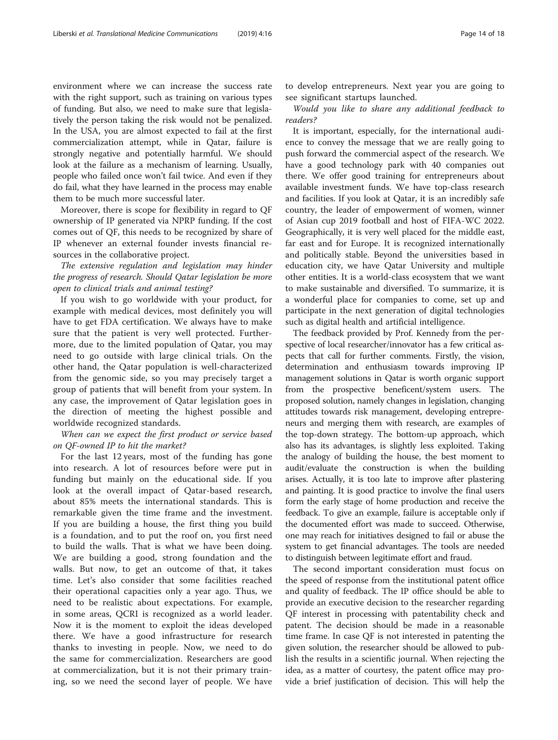environment where we can increase the success rate with the right support, such as training on various types of funding. But also, we need to make sure that legislatively the person taking the risk would not be penalized. In the USA, you are almost expected to fail at the first commercialization attempt, while in Qatar, failure is strongly negative and potentially harmful. We should look at the failure as a mechanism of learning. Usually, people who failed once won't fail twice. And even if they do fail, what they have learned in the process may enable them to be much more successful later.

Moreover, there is scope for flexibility in regard to QF ownership of IP generated via NPRP funding. If the cost comes out of QF, this needs to be recognized by share of IP whenever an external founder invests financial resources in the collaborative project.

*The extensive regulation and legislation may hinder the progress of research. Should Qatar legislation be more open to clinical trials and animal testing?*

If you wish to go worldwide with your product, for example with medical devices, most definitely you will have to get FDA certification. We always have to make sure that the patient is very well protected. Furthermore, due to the limited population of Qatar, you may need to go outside with large clinical trials. On the other hand, the Qatar population is well-characterized from the genomic side, so you may precisely target a group of patients that will benefit from your system. In any case, the improvement of Qatar legislation goes in the direction of meeting the highest possible and worldwide recognized standards.

*When can we expect the first product or service based on QF-owned IP to hit the market?*

For the last 12 years, most of the funding has gone into research. A lot of resources before were put in funding but mainly on the educational side. If you look at the overall impact of Qatar-based research, about 85% meets the international standards. This is remarkable given the time frame and the investment. If you are building a house, the first thing you build is a foundation, and to put the roof on, you first need to build the walls. That is what we have been doing. We are building a good, strong foundation and the walls. But now, to get an outcome of that, it takes time. Let's also consider that some facilities reached their operational capacities only a year ago. Thus, we need to be realistic about expectations. For example, in some areas, QCRI is recognized as a world leader. Now it is the moment to exploit the ideas developed there. We have a good infrastructure for research thanks to investing in people. Now, we need to do the same for commercialization. Researchers are good at commercialization, but it is not their primary training, so we need the second layer of people. We have to develop entrepreneurs. Next year you are going to see significant startups launched.

*Would you like to share any additional feedback to readers?*

It is important, especially, for the international audience to convey the message that we are really going to push forward the commercial aspect of the research. We have a good technology park with 40 companies out there. We offer good training for entrepreneurs about available investment funds. We have top-class research and facilities. If you look at Qatar, it is an incredibly safe country, the leader of empowerment of women, winner of Asian cup 2019 football and host of FIFA-WC 2022. Geographically, it is very well placed for the middle east, far east and for Europe. It is recognized internationally and politically stable. Beyond the universities based in education city, we have Qatar University and multiple other entities. It is a world-class ecosystem that we want to make sustainable and diversified. To summarize, it is a wonderful place for companies to come, set up and participate in the next generation of digital technologies such as digital health and artificial intelligence.

The feedback provided by Prof. Kennedy from the perspective of local researcher/innovator has a few critical aspects that call for further comments. Firstly, the vision, determination and enthusiasm towards improving IP management solutions in Qatar is worth organic support from the prospective beneficent/system users. The proposed solution, namely changes in legislation, changing attitudes towards risk management, developing entrepreneurs and merging them with research, are examples of the top-down strategy. The bottom-up approach, which also has its advantages, is slightly less exploited. Taking the analogy of building the house, the best moment to audit/evaluate the construction is when the building arises. Actually, it is too late to improve after plastering and painting. It is good practice to involve the final users form the early stage of home production and receive the feedback. To give an example, failure is acceptable only if the documented effort was made to succeed. Otherwise, one may reach for initiatives designed to fail or abuse the system to get financial advantages. The tools are needed to distinguish between legitimate effort and fraud.

The second important consideration must focus on the speed of response from the institutional patent office and quality of feedback. The IP office should be able to provide an executive decision to the researcher regarding QF interest in processing with patentability check and patent. The decision should be made in a reasonable time frame. In case QF is not interested in patenting the given solution, the researcher should be allowed to publish the results in a scientific journal. When rejecting the idea, as a matter of courtesy, the patent office may provide a brief justification of decision. This will help the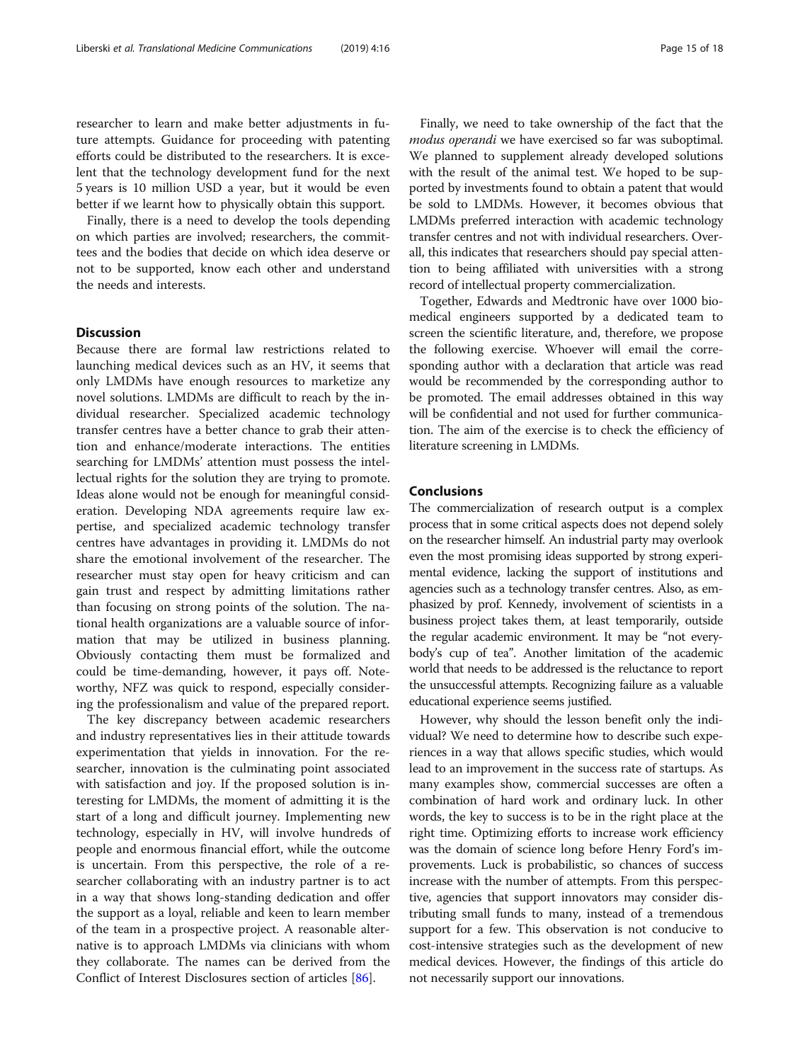researcher to learn and make better adjustments in future attempts. Guidance for proceeding with patenting efforts could be distributed to the researchers. It is excelent that the technology development fund for the next 5 years is 10 million USD a year, but it would be even better if we learnt how to physically obtain this support.

Finally, there is a need to develop the tools depending on which parties are involved; researchers, the committees and the bodies that decide on which idea deserve or not to be supported, know each other and understand the needs and interests.

## Discussion

Because there are formal law restrictions related to launching medical devices such as an HV, it seems that only LMDMs have enough resources to marketize any novel solutions. LMDMs are difficult to reach by the individual researcher. Specialized academic technology transfer centres have a better chance to grab their attention and enhance/moderate interactions. The entities searching for LMDMs' attention must possess the intellectual rights for the solution they are trying to promote. Ideas alone would not be enough for meaningful consideration. Developing NDA agreements require law expertise, and specialized academic technology transfer centres have advantages in providing it. LMDMs do not share the emotional involvement of the researcher. The researcher must stay open for heavy criticism and can gain trust and respect by admitting limitations rather than focusing on strong points of the solution. The national health organizations are a valuable source of information that may be utilized in business planning. Obviously contacting them must be formalized and could be time-demanding, however, it pays off. Noteworthy, NFZ was quick to respond, especially considering the professionalism and value of the prepared report.

The key discrepancy between academic researchers and industry representatives lies in their attitude towards experimentation that yields in innovation. For the researcher, innovation is the culminating point associated with satisfaction and joy. If the proposed solution is interesting for LMDMs, the moment of admitting it is the start of a long and difficult journey. Implementing new technology, especially in HV, will involve hundreds of people and enormous financial effort, while the outcome is uncertain. From this perspective, the role of a researcher collaborating with an industry partner is to act in a way that shows long-standing dedication and offer the support as a loyal, reliable and keen to learn member of the team in a prospective project. A reasonable alternative is to approach LMDMs via clinicians with whom they collaborate. The names can be derived from the Conflict of Interest Disclosures section of articles [86].

Finally, we need to take ownership of the fact that the *modus operandi* we have exercised so far was suboptimal. We planned to supplement already developed solutions with the result of the animal test. We hoped to be supported by investments found to obtain a patent that would be sold to LMDMs. However, it becomes obvious that LMDMs preferred interaction with academic technology transfer centres and not with individual researchers. Overall, this indicates that researchers should pay special attention to being affiliated with universities with a strong record of intellectual property commercialization.

Together, Edwards and Medtronic have over 1000 biomedical engineers supported by a dedicated team to screen the scientific literature, and, therefore, we propose the following exercise. Whoever will email the corresponding author with a declaration that article was read would be recommended by the corresponding author to be promoted. The email addresses obtained in this way will be confidential and not used for further communication. The aim of the exercise is to check the efficiency of literature screening in LMDMs.

## Conclusions

The commercialization of research output is a complex process that in some critical aspects does not depend solely on the researcher himself. An industrial party may overlook even the most promising ideas supported by strong experimental evidence, lacking the support of institutions and agencies such as a technology transfer centres. Also, as emphasized by prof. Kennedy, involvement of scientists in a business project takes them, at least temporarily, outside the regular academic environment. It may be "not everybody's cup of tea". Another limitation of the academic world that needs to be addressed is the reluctance to report the unsuccessful attempts. Recognizing failure as a valuable educational experience seems justified.

However, why should the lesson benefit only the individual? We need to determine how to describe such experiences in a way that allows specific studies, which would lead to an improvement in the success rate of startups. As many examples show, commercial successes are often a combination of hard work and ordinary luck. In other words, the key to success is to be in the right place at the right time. Optimizing efforts to increase work efficiency was the domain of science long before Henry Ford's improvements. Luck is probabilistic, so chances of success increase with the number of attempts. From this perspective, agencies that support innovators may consider distributing small funds to many, instead of a tremendous support for a few. This observation is not conducive to cost-intensive strategies such as the development of new medical devices. However, the findings of this article do not necessarily support our innovations.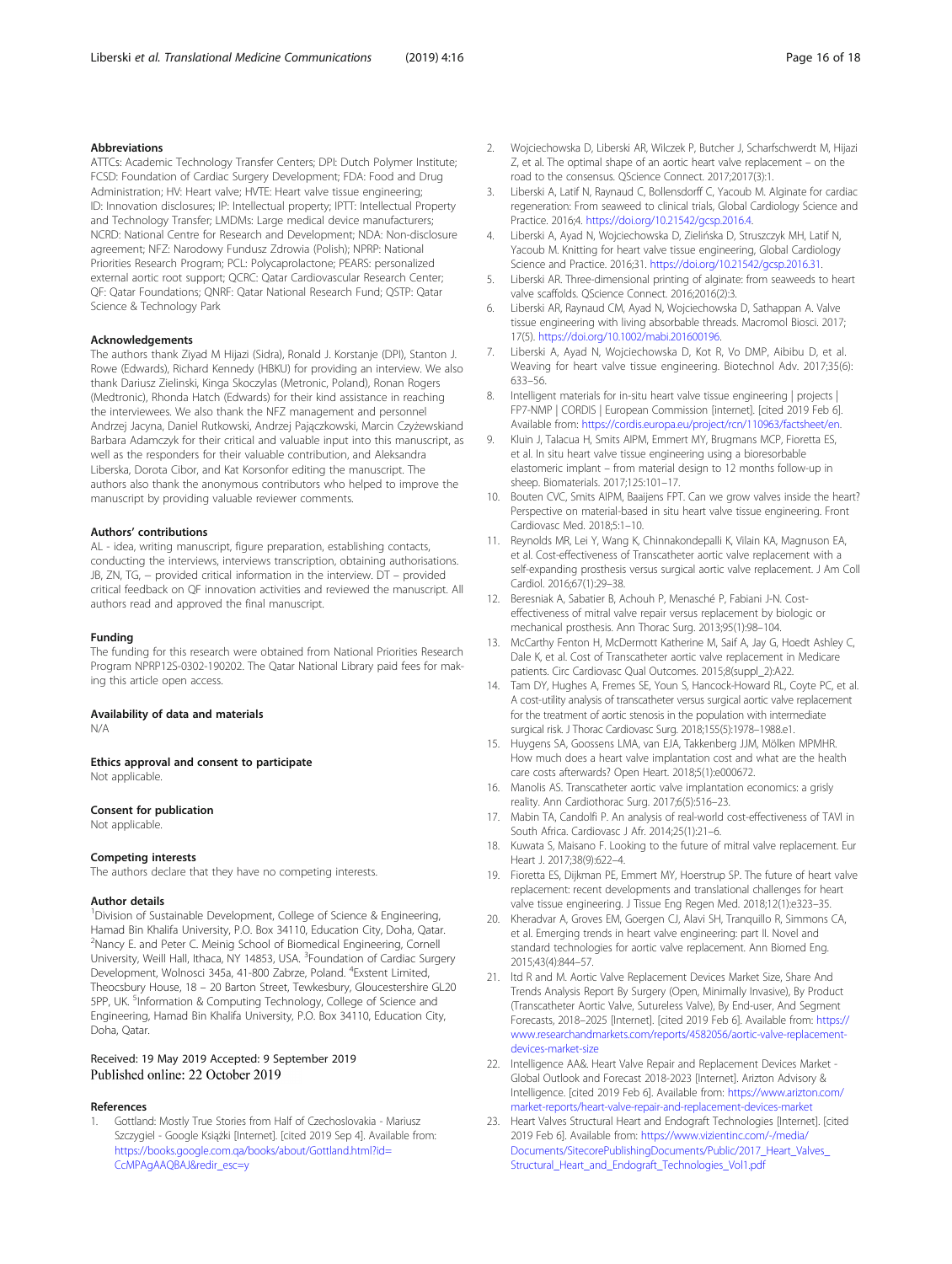### Abbreviations

ATTCs: Academic Technology Transfer Centers; DPI: Dutch Polymer Institute; FCSD: Foundation of Cardiac Surgery Development; FDA: Food and Drug Administration; HV: Heart valve; HVTE: Heart valve tissue engineering; ID: Innovation disclosures; IP: Intellectual property; IPTT: Intellectual Property and Technology Transfer; LMDMs: Large medical device manufacturers; NCRD: National Centre for Research and Development; NDA: Non-disclosure agreement; NFZ: Narodowy Fundusz Zdrowia (Polish); NPRP: National Priorities Research Program; PCL: Polycaprolactone; PEARS: personalized external aortic root support; QCRC: Qatar Cardiovascular Research Center; QF: Qatar Foundations; QNRF: Qatar National Research Fund; QSTP: Qatar Science & Technology Park

### Acknowledgements

The authors thank Ziyad M Hijazi (Sidra), Ronald J. Korstanje (DPI), Stanton J. Rowe (Edwards), Richard Kennedy (HBKU) for providing an interview. We also thank Dariusz Zielinski, Kinga Skoczylas (Metronic, Poland), Ronan Rogers (Medtronic), Rhonda Hatch (Edwards) for their kind assistance in reaching the interviewees. We also thank the NFZ management and personnel Andrzej Jacyna, Daniel Rutkowski, Andrzej Pajączkowski, Marcin Czyżewskiand Barbara Adamczyk for their critical and valuable input into this manuscript, as well as the responders for their valuable contribution, and Aleksandra Liberska, Dorota Cibor, and Kat Korsonfor editing the manuscript. The authors also thank the anonymous contributors who helped to improve the manuscript by providing valuable reviewer comments.

### Authors' contributions

AL - idea, writing manuscript, figure preparation, establishing contacts, conducting the interviews, interviews transcription, obtaining authorisations. JB, ZN, TG, – provided critical information in the interview. DT – provided critical feedback on QF innovation activities and reviewed the manuscript. All authors read and approved the final manuscript.

### Funding

The funding for this research were obtained from National Priorities Research Program NPRP12S-0302-190202. The Qatar National Library paid fees for making this article open access.

### Availability of data and materials

N/A

### Ethics approval and consent to participate

Not applicable.

### Consent for publication

Not applicable.

### Competing interests

The authors declare that they have no competing interests.

### Author details

[1]Division of Sustainable Development, College of Science & Engineering, Hamad Bin Khalifa University, P.O. Box 34110, Education City, Doha, Qatar. [2]Nancy E. and Peter C. Meinig School of Biomedical Engineering, Cornell University, Weill Hall, Ithaca, NY 14853, USA. [3]Foundation of Cardiac Surgery Development, Wolnosci 345a, 41-800 Zabrze, Poland. [4]Exstent Limited, Theocsbury House, 18 – 20 Barton Street, Tewkesbury, Gloucestershire GL20 5PP, UK. [5]Information & Computing Technology, College of Science and Engineering, Hamad Bin Khalifa University, P.O. Box 34110, Education City, Doha, Qatar.

Received: 19 May 2019 Accepted: 9 September 2019
Published online: 22 October 2019

### References

1. Gottland: Mostly True Stories from Half of Czechoslovakia - Mariusz Szczygiel - Google Książki [Internet]. [cited 2019 Sep 4]. Available from: https://books.google.com.qa/books/about/Gottland.html?id=CcMPAgAAQBAJ&redir_esc=y
2. Wojciechowska D, Liberski AR, Wilczek P, Butcher J, Scharfschwerdt M, Hijazi Z, et al. The optimal shape of an aortic heart valve replacement – on the road to the consensus. QScience Connect. 2017;2017(3):1.
3. Liberski A, Latif N, Raynaud C, Bollensdorff C, Yacoub M. Alginate for cardiac regeneration: From seaweed to clinical trials, Global Cardiology Science and Practice. 2016;4. https://doi.org/10.21542/gcsp.2016.4.
4. Liberski A, Ayad N, Wojciechowska D, Zielińska D, Struszczyk MH, Latif N, Yacoub M. Knitting for heart valve tissue engineering, Global Cardiology Science and Practice. 2016;31. https://doi.org/10.21542/gcsp.2016.31.
5. Liberski AR. Three-dimensional printing of alginate: from seaweeds to heart valve scaffolds. QScience Connect. 2016;2016(2):3.
6. Liberski AR, Raynaud CM, Ayad N, Wojciechowska D, Sathappan A. Valve tissue engineering with living absorbable threads. Macromol Biosci. 2017; 17(5). https://doi.org/10.1002/mabi.201600196.
7. Liberski A, Ayad N, Wojciechowska D, Kot R, Vo DMP, Aibibu D, et al. Weaving for heart valve tissue engineering. Biotechnol Adv. 2017;35(6): 633–56.
8. Intelligent materials for in-situ heart valve tissue engineering | projects | FP7-NMP | CORDIS | European Commission [internet]. [cited 2019 Feb 6]. Available from: https://cordis.europa.eu/project/rcn/110963/factsheet/en.
9. Kluin J, Talacua H, Smits AIPM, Emmert MY, Brugmans MCP, Fioretta ES, et al. In situ heart valve tissue engineering using a bioresorbable elastomeric implant – from material design to 12 months follow-up in sheep. Biomaterials. 2017;125:101–17.
10. Bouten CVC, Smits AIPM, Baaijens FPT. Can we grow valves inside the heart? Perspective on material-based in situ heart valve tissue engineering. Front Cardiovasc Med. 2018;5:1–10.
11. Reynolds MR, Lei Y, Wang K, Chinnakondepalli K, Vilain KA, Magnuson EA, et al. Cost-effectiveness of Transcatheter aortic valve replacement with a self-expanding prosthesis versus surgical aortic valve replacement. J Am Coll Cardiol. 2016;67(1):29–38.
12. Beresniak A, Sabatier B, Achouh P, Menasché P, Fabiani J-N. Cost-effectiveness of mitral valve repair versus replacement by biologic or mechanical prosthesis. Ann Thorac Surg. 2013;95(1):98–104.
13. McCarthy Fenton H, McDermott Katherine M, Saif A, Jay G, Hoedt Ashley C, Dale K, et al. Cost of Transcatheter aortic valve replacement in Medicare patients. Circ Cardiovasc Qual Outcomes. 2015;8(suppl_2):A22.
14. Tam DY, Hughes A, Fremes SE, Youn S, Hancock-Howard RL, Coyte PC, et al. A cost-utility analysis of transcatheter versus surgical aortic valve replacement for the treatment of aortic stenosis in the population with intermediate surgical risk. J Thorac Cardiovasc Surg. 2018;155(5):1978–1988.e1.
15. Huygens SA, Goossens LMA, van EJA, Takkenberg JJM, Mölken MPMHR. How much does a heart valve implantation cost and what are the health care costs afterwards? Open Heart. 2018;5(1):e000672.
16. Manolis AS. Transcatheter aortic valve implantation economics: a grisly reality. Ann Cardiothorac Surg. 2017;6(5):516–23.
17. Mabin TA, Candolfi P. An analysis of real-world cost-effectiveness of TAVI in South Africa. Cardiovasc J Afr. 2014;25(1):21–6.
18. Kuwata S, Maisano F. Looking to the future of mitral valve replacement. Eur Heart J. 2017;38(9):622–4.
19. Fioretta ES, Dijkman PE, Emmert MY, Hoerstrup SP. The future of heart valve replacement: recent developments and translational challenges for heart valve tissue engineering. J Tissue Eng Regen Med. 2018;12(1):e323–35.
20. Kheradvar A, Groves EM, Goergen CJ, Alavi SH, Tranquillo R, Simmons CA, et al. Emerging trends in heart valve engineering: part II. Novel and standard technologies for aortic valve replacement. Ann Biomed Eng. 2015;43(4):844–57.
21. ltd R and M. Aortic Valve Replacement Devices Market Size, Share And Trends Analysis Report By Surgery (Open, Minimally Invasive), By Product (Transcatheter Aortic Valve, Sutureless Valve), By End-user, And Segment Forecasts, 2018–2025 [Internet]. [cited 2019 Feb 6]. Available from: https://www.researchandmarkets.com/reports/4582056/aortic-valve-replacement-devices-market-size
22. Intelligence AA&. Heart Valve Repair and Replacement Devices Market - Global Outlook and Forecast 2018-2023 [Internet]. Arizton Advisory & Intelligence. [cited 2019 Feb 6]. Available from: https://www.arizton.com/market-reports/heart-valve-repair-and-replacement-devices-market
23. Heart Valves Structural Heart and Endograft Technologies [Internet]. [cited 2019 Feb 6]. Available from: https://www.vizientinc.com/-/media/Documents/SitecorePublishingDocuments/Public/2017_Heart_Valves_Structural_Heart_and_Endograft_Technologies_Vol1.pdf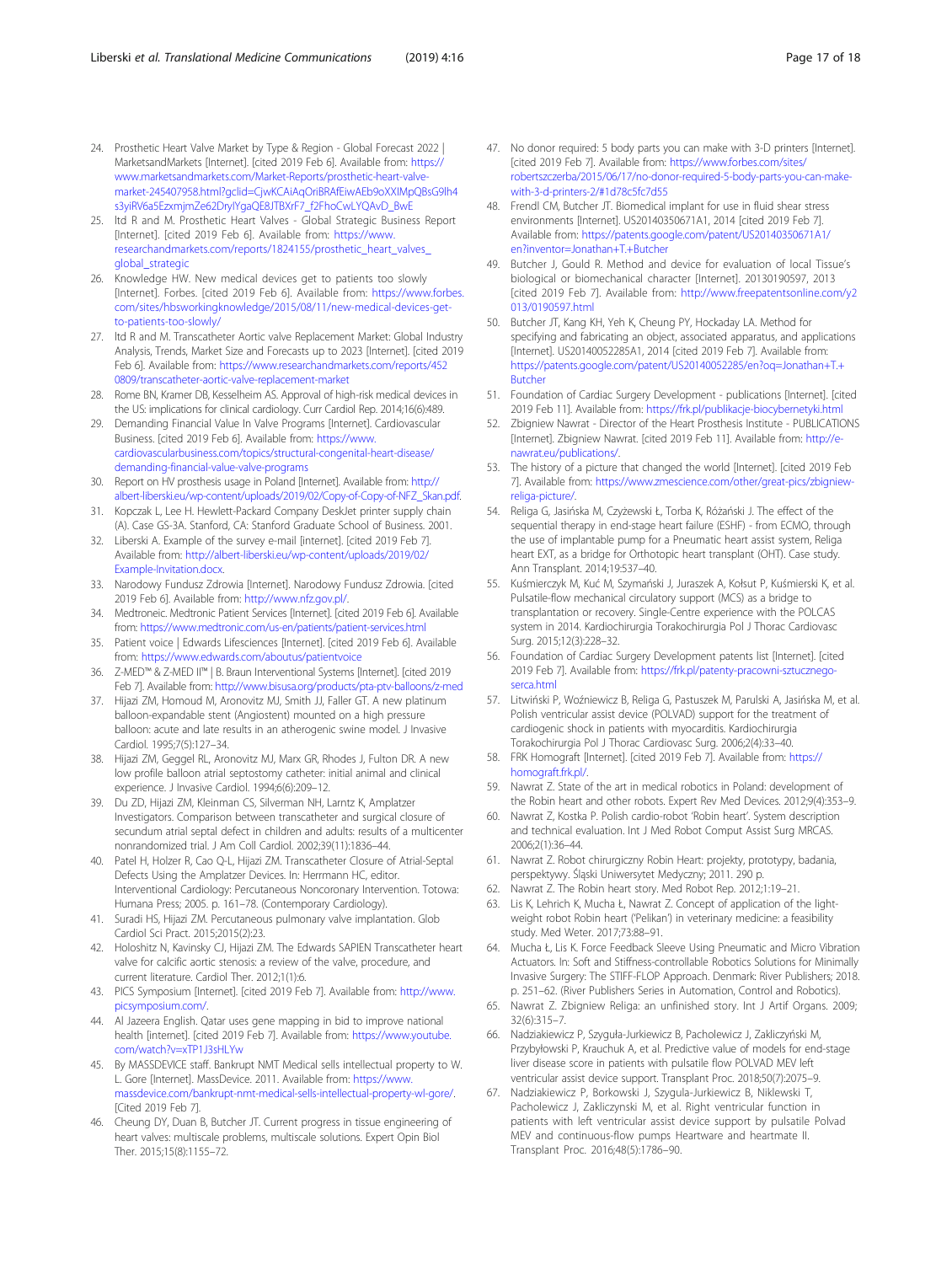24. Prosthetic Heart Valve Market by Type & Region - Global Forecast 2022 | MarketsandMarkets [Internet]. [cited 2019 Feb 6]. Available from: https://www.marketsandmarkets.com/Market-Reports/prosthetic-heart-valve-market-245407958.html?gclid=CjwKCAiAqOriBRAfEiwAEb9oXXIMpQBsG9lh4s3yiRV6a5EzxmjmZe62DryIYgaQE8JTBXrF7_f2FhoCwLYQAvD_BwE
25. ltd R and M. Prosthetic Heart Valves - Global Strategic Business Report [Internet]. [cited 2019 Feb 6]. Available from: https://www.researchandmarkets.com/reports/1824155/prosthetic_heart_valves_global_strategic
26. Knowledge HW. New medical devices get to patients too slowly [Internet]. Forbes. [cited 2019 Feb 6]. Available from: https://www.forbes.com/sites/hbsworkingknowledge/2015/08/11/new-medical-devices-get-to-patients-too-slowly/
27. ltd R and M. Transcatheter Aortic valve Replacement Market: Global Industry Analysis, Trends, Market Size and Forecasts up to 2023 [Internet]. [cited 2019 Feb 6]. Available from: https://www.researchandmarkets.com/reports/4520809/transcatheter-aortic-valve-replacement-market
28. Rome BN, Kramer DB, Kesselheim AS. Approval of high-risk medical devices in the US: implications for clinical cardiology. Curr Cardiol Rep. 2014;16(6):489.
29. Demanding Financial Value In Valve Programs [Internet]. Cardiovascular Business. [cited 2019 Feb 6]. Available from: https://www.cardiovascularbusiness.com/topics/structural-congenital-heart-disease/demanding-financial-value-valve-programs
30. Report on HV prosthesis usage in Poland [Internet]. Available from: http://albert-liberski.eu/wp-content/uploads/2019/02/Copy-of-Copy-of-NFZ_Skan.pdf.
31. Kopczak L, Lee H. Hewlett-Packard Company DeskJet printer supply chain (A). Case GS-3A. Stanford, CA: Stanford Graduate School of Business. 2001.
32. Liberski A. Example of the survey e-mail [internet]. [cited 2019 Feb 7]. Available from: http://albert-liberski.eu/wp-content/uploads/2019/02/Example-Invitation.docx.
33. Narodowy Fundusz Zdrowia [Internet]. Narodowy Fundusz Zdrowia. [cited 2019 Feb 6]. Available from: http://www.nfz.gov.pl/.
34. Medtroneic. Medtronic Patient Services [Internet]. [cited 2019 Feb 6]. Available from: https://www.medtronic.com/us-en/patients/patient-services.html
35. Patient voice | Edwards Lifesciences [Internet]. [cited 2019 Feb 6]. Available from: https://www.edwards.com/aboutus/patientvoice
36. Z-MED™ & Z-MED II™ | B. Braun Interventional Systems [Internet]. [cited 2019 Feb 7]. Available from: http://www.bisusa.org/products/pta-ptv-balloons/z-med
37. Hijazi ZM, Homoud M, Aronovitz MJ, Smith JJ, Faller GT. A new platinum balloon-expandable stent (Angiostent) mounted on a high pressure balloon: acute and late results in an atherogenic swine model. J Invasive Cardiol. 1995;7(5):127–34.
38. Hijazi ZM, Geggel RL, Aronovitz MJ, Marx GR, Rhodes J, Fulton DR. A new low profile balloon atrial septostomy catheter: initial animal and clinical experience. J Invasive Cardiol. 1994;6(6):209–12.
39. Du ZD, Hijazi ZM, Kleinman CS, Silverman NH, Larntz K, Amplatzer Investigators. Comparison between transcatheter and surgical closure of secundum atrial septal defect in children and adults: results of a multicenter nonrandomized trial. J Am Coll Cardiol. 2002;39(11):1836–44.
40. Patel H, Holzer R, Cao Q-L, Hijazi ZM. Transcatheter Closure of Atrial-Septal Defects Using the Amplatzer Devices. In: Herrmann HC, editor. Interventional Cardiology: Percutaneous Noncoronary Intervention. Totowa: Humana Press; 2005. p. 161–78. (Contemporary Cardiology).
41. Suradi HS, Hijazi ZM. Percutaneous pulmonary valve implantation. Glob Cardiol Sci Pract. 2015;2015(2):23.
42. Holoshitz N, Kavinsky CJ, Hijazi ZM. The Edwards SAPIEN Transcatheter heart valve for calcific aortic stenosis: a review of the valve, procedure, and current literature. Cardiol Ther. 2012;1(1):6.
43. PICS Symposium [Internet]. [cited 2019 Feb 7]. Available from: http://www.picsymposium.com/.
44. Al Jazeera English. Qatar uses gene mapping in bid to improve national health [internet]. [cited 2019 Feb 7]. Available from: https://www.youtube.com/watch?v=xTP1J3sHLYw
45. By MASSDEVICE staff. Bankrupt NMT Medical sells intellectual property to W. L. Gore [Internet]. MassDevice. 2011. Available from: https://www.massdevice.com/bankrupt-nmt-medical-sells-intellectual-property-wl-gore/. [Cited 2019 Feb 7].
46. Cheung DY, Duan B, Butcher JT. Current progress in tissue engineering of heart valves: multiscale problems, multiscale solutions. Expert Opin Biol Ther. 2015;15(8):1155–72.
47. No donor required: 5 body parts you can make with 3-D printers [Internet]. [cited 2019 Feb 7]. Available from: https://www.forbes.com/sites/robertszczerba/2015/06/17/no-donor-required-5-body-parts-you-can-make-with-3-d-printers-2/#1d78c5fc7d55
48. Frendl CM, Butcher JT. Biomedical implant for use in fluid shear stress environments [Internet]. US20140350671A1, 2014 [cited 2019 Feb 7]. Available from: https://patents.google.com/patent/US20140350671A1/en?inventor=Jonathan+T.+Butcher
49. Butcher J, Gould R. Method and device for evaluation of local Tissue's biological or biomechanical character [Internet]. 20130190597, 2013 [cited 2019 Feb 7]. Available from: http://www.freepatentsonline.com/y2013/0190597.html
50. Butcher JT, Kang KH, Yeh K, Cheung PY, Hockaday LA. Method for specifying and fabricating an object, associated apparatus, and applications [Internet]. US20140052285A1, 2014 [cited 2019 Feb 7]. Available from: https://patents.google.com/patent/US20140052285/en?oq=Jonathan+T.+Butcher
51. Foundation of Cardiac Surgery Development - publications [Internet]. [cited 2019 Feb 11]. Available from: https://frk.pl/publikacje-biocybernetyki.html
52. Zbigniew Nawrat - Director of the Heart Prosthesis Institute - PUBLICATIONS [Internet]. Zbigniew Nawrat. [cited 2019 Feb 11]. Available from: http://e-nawrat.eu/publications/.
53. The history of a picture that changed the world [Internet]. [cited 2019 Feb 7]. Available from: https://www.zmescience.com/other/great-pics/zbigniew-religa-picture/.
54. Religa G, Jasińska M, Czyżewski Ł, Torba K, Różański J. The effect of the sequential therapy in end-stage heart failure (ESHF) - from ECMO, through the use of implantable pump for a Pneumatic heart assist system, Religa heart EXT, as a bridge for Orthotopic heart transplant (OHT). Case study. Ann Transplant. 2014;19:537–40.
55. Kuśmierczyk M, Kuć M, Szymański J, Juraszek A, Kołsut P, Kuśmierski K, et al. Pulsatile-flow mechanical circulatory support (MCS) as a bridge to transplantation or recovery. Single-Centre experience with the POLCAS system in 2014. Kardiochirurgia Torakochirurgia Pol J Thorac Cardiovasc Surg. 2015;12(3):228–32.
56. Foundation of Cardiac Surgery Development patents list [Internet]. [cited 2019 Feb 7]. Available from: https://frk.pl/patenty-pracowni-sztucznego-serca.html
57. Litwiński P, Woźniewicz B, Religa G, Pastuszek M, Parulski A, Jasińska M, et al. Polish ventricular assist device (POLVAD) support for the treatment of cardiogenic shock in patients with myocarditis. Kardiochirurgia Torakochirurgia Pol J Thorac Cardiovasc Surg. 2006;2(4):33–40.
58. FRK Homograft [Internet]. [cited 2019 Feb 7]. Available from: https://homograft.frk.pl/.
59. Nawrat Z. State of the art in medical robotics in Poland: development of the Robin heart and other robots. Expert Rev Med Devices. 2012;9(4):353–9.
60. Nawrat Z, Kostka P. Polish cardio-robot 'Robin heart'. System description and technical evaluation. Int J Med Robot Comput Assist Surg MRCAS. 2006;2(1):36–44.
61. Nawrat Z. Robot chirurgiczny Robin Heart: projekty, prototypy, badania, perspektywy. Śląski Uniwersytet Medyczny; 2011. 290 p.
62. Nawrat Z. The Robin heart story. Med Robot Rep. 2012;1:19–21.
63. Lis K, Lehrich K, Mucha Ł, Nawrat Z. Concept of application of the light-weight robot Robin heart ('Pelikan') in veterinary medicine: a feasibility study. Med Weter. 2017;73:88–91.
64. Mucha Ł, Lis K. Force Feedback Sleeve Using Pneumatic and Micro Vibration Actuators. In: Soft and Stiffness-controllable Robotics Solutions for Minimally Invasive Surgery: The STIFF-FLOP Approach. Denmark: River Publishers; 2018. p. 251–62. (River Publishers Series in Automation, Control and Robotics).
65. Nawrat Z. Zbigniew Religa: an unfinished story. Int J Artif Organs. 2009;32(6):315–7.
66. Nadziakiewicz P, Szyguła-Jurkiewicz B, Pacholewicz J, Zakliczyński M, Przybyłowski P, Krauchuk A, et al. Predictive value of models for end-stage liver disease score in patients with pulsatile flow POLVAD MEV left ventricular assist device support. Transplant Proc. 2018;50(7):2075–9.
67. Nadziakiewicz P, Borkowski J, Szygula-Jurkiewicz B, Niklewski T, Pacholewicz J, Zakliczynski M, et al. Right ventricular function in patients with left ventricular assist device support by pulsatile Polvad MEV and continuous-flow pumps Heartware and heartmate II. Transplant Proc. 2016;48(5):1786–90.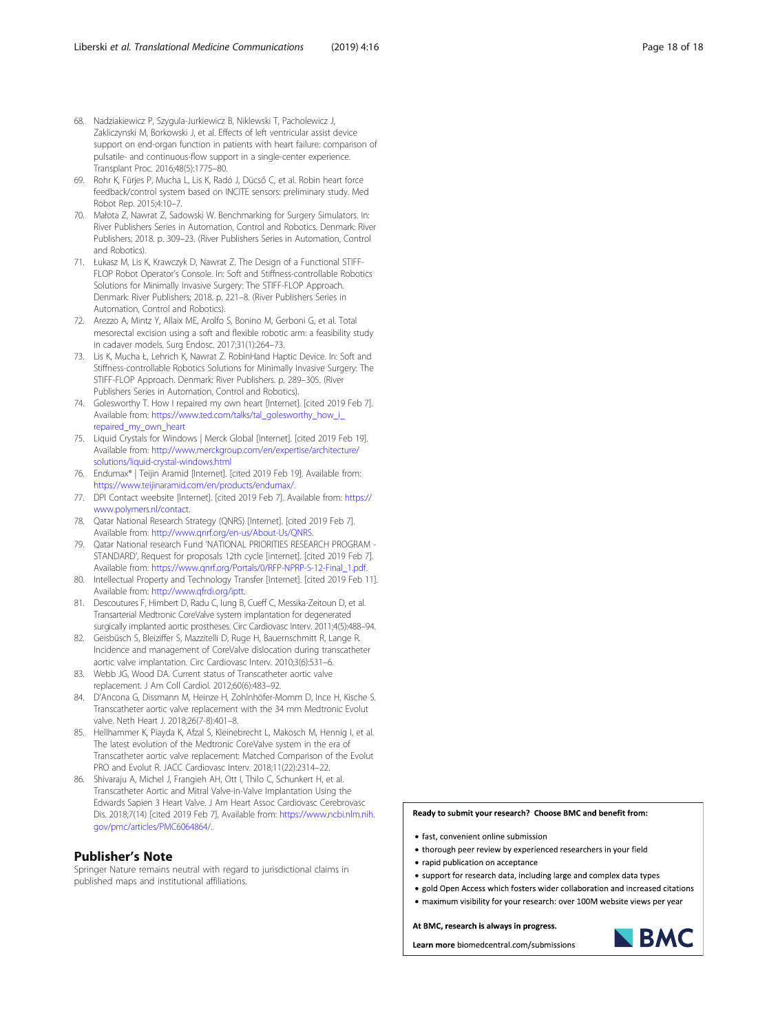68. Nadziakiewicz P, Szygula-Jurkiewicz B, Niklewski T, Pacholewicz J, Zakliczynski M, Borkowski J, et al. Effects of left ventricular assist device support on end-organ function in patients with heart failure: comparison of pulsatile- and continuous-flow support in a single-center experience. Transplant Proc. 2016;48(5):1775–80.
69. Rohr K, Fürjes P, Mucha L, Lis K, Radó J, Dücső C, et al. Robin heart force feedback/control system based on INCITE sensors: preliminary study. Med Robot Rep. 2015;4:10–7.
70. Małota Z, Nawrat Z, Sadowski W. Benchmarking for Surgery Simulators. In: River Publishers Series in Automation, Control and Robotics. Denmark: River Publishers; 2018. p. 309–23. (River Publishers Series in Automation, Control and Robotics).
71. Łukasz M, Lis K, Krawczyk D, Nawrat Z. The Design of a Functional STIFF-FLOP Robot Operator's Console. In: Soft and Stiffness-controllable Robotics Solutions for Minimally Invasive Surgery: The STIFF-FLOP Approach. Denmark: River Publishers; 2018. p. 221–8. (River Publishers Series in Automation, Control and Robotics).
72. Arezzo A, Mintz Y, Allaix ME, Arolfo S, Bonino M, Gerboni G, et al. Total mesorectal excision using a soft and flexible robotic arm: a feasibility study in cadaver models. Surg Endosc. 2017;31(1):264–73.
73. Lis K, Mucha Ł, Lehrich K, Nawrat Z. RobinHand Haptic Device. In: Soft and Stiffness-controllable Robotics Solutions for Minimally Invasive Surgery: The STIFF-FLOP Approach. Denmark: River Publishers. p. 289–305. (River Publishers Series in Automation, Control and Robotics).
74. Golesworthy T. How I repaired my own heart [Internet]. [cited 2019 Feb 7]. Available from: https://www.ted.com/talks/tal_golesworthy_how_i_repaired_my_own_heart
75. Liquid Crystals for Windows | Merck Global [Internet]. [cited 2019 Feb 19]. Available from: http://www.merckgroup.com/en/expertise/architecture/solutions/liquid-crystal-windows.html
76. Endumax® | Teijin Aramid [Internet]. [cited 2019 Feb 19]. Available from: https://www.teijinaramid.com/en/products/endumax/.
77. DPI Contact weebsite [Internet]. [cited 2019 Feb 7]. Available from: https://www.polymers.nl/contact.
78. Qatar National Research Strategy (QNRS) [Internet]. [cited 2019 Feb 7]. Available from: http://www.qnrf.org/en-us/About-Us/QNRS.
79. Qatar National research Fund 'NATIONAL PRIORITIES RESEARCH PROGRAM - STANDARD', Request for proposals 12th cycle [internet]. [cited 2019 Feb 7]. Available from: https://www.qnrf.org/Portals/0/RFP-NPRP-S-12-Final_1.pdf.
80. Intellectual Property and Technology Transfer [Internet]. [cited 2019 Feb 11]. Available from: http://www.qfrdi.org/iptt.
81. Descoutures F, Himbert D, Radu C, Iung B, Cueff C, Messika-Zeitoun D, et al. Transarterial Medtronic CoreValve system implantation for degenerated surgically implanted aortic prostheses. Circ Cardiovasc Interv. 2011;4(5):488–94.
82. Geisbüsch S, Bleiziffer S, Mazzitelli D, Ruge H, Bauernschmitt R, Lange R. Incidence and management of CoreValve dislocation during transcatheter aortic valve implantation. Circ Cardiovasc Interv. 2010;3(6):531–6.
83. Webb JG, Wood DA. Current status of Transcatheter aortic valve replacement. J Am Coll Cardiol. 2012;60(6):483–92.
84. D'Ancona G, Dissmann M, Heinze H, Zohlnhöfer-Momm D, Ince H, Kische S. Transcatheter aortic valve replacement with the 34 mm Medtronic Evolut valve. Neth Heart J. 2018;26(7-8):401–8.
85. Hellhammer K, Piayda K, Afzal S, Kleinebrecht L, Makosch M, Hennig I, et al. The latest evolution of the Medtronic CoreValve system in the era of Transcatheter aortic valve replacement: Matched Comparison of the Evolut PRO and Evolut R. JACC Cardiovasc Interv. 2018;11(22):2314–22.
86. Shivaraju A, Michel J, Frangieh AH, Ott I, Thilo C, Schunkert H, et al. Transcatheter Aortic and Mitral Valve-in-Valve Implantation Using the Edwards Sapien 3 Heart Valve. J Am Heart Assoc Cardiovasc Cerebrovasc Dis. 2018;7(14) [cited 2019 Feb 7]. Available from: https://www.ncbi.nlm.nih.gov/pmc/articles/PMC6064864/.

## Publisher's Note

Springer Nature remains neutral with regard to jurisdictional claims in published maps and institutional affiliations.

**Ready to submit your research? Choose BMC and benefit from:**

- fast, convenient online submission
- thorough peer review by experienced researchers in your field
- rapid publication on acceptance
- support for research data, including large and complex data types
- gold Open Access which fosters wider collaboration and increased citations
- maximum visibility for your research: over 100M website views per year

**At BMC, research is always in progress.**

**Learn more** biomedcentral.com/submissions

BMC